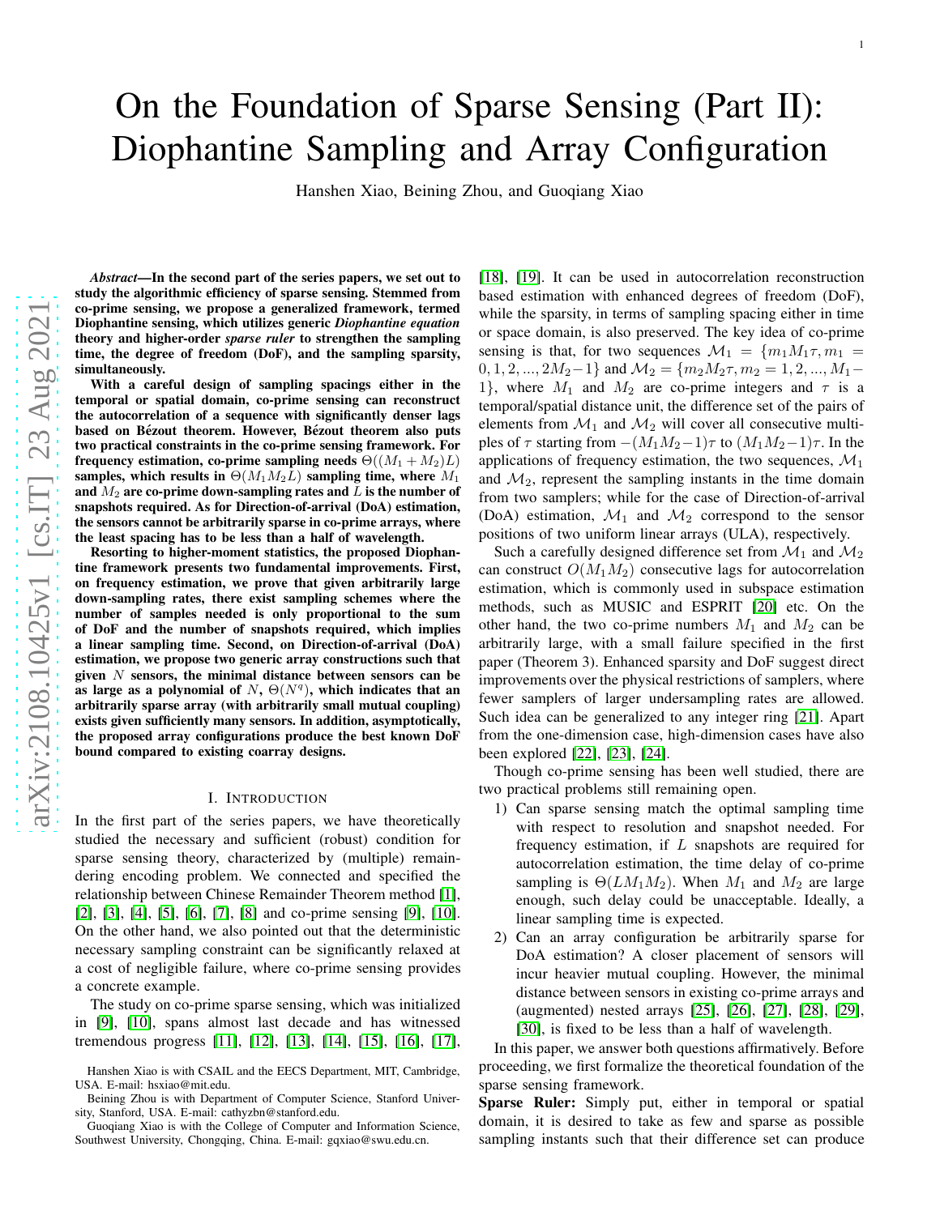# On the Foundation of Sparse Sensing (Part II): Diophantine Sampling and Array Configuration

Hanshen Xiao, Beining Zhou, and Guoqiang Xiao

***Abstract*—In the second part of the series papers, we set out to study the algorithmic efficiency of sparse sensing. Stemmed from co-prime sensing, we propose a generalized framework, termed Diophantine sensing, which utilizes generic *Diophantine equation* theory and higher-order *sparse ruler* to strengthen the sampling time, the degree of freedom (DoF), and the sampling sparsity, simultaneously.**

**With a careful design of sampling spacings either in the temporal or spatial domain, co-prime sensing can reconstruct the autocorrelation of a sequence with significantly denser lags based on Bézout theorem. However, Bézout theorem also puts two practical constraints in the co-prime sensing framework. For frequency estimation, co-prime sampling needs $\Theta((M_1 + M_2)L)$ samples, which results in $\Theta(M_1M_2L)$ sampling time, where $M_1$ and $M_2$ are co-prime down-sampling rates and $L$ is the number of snapshots required. As for Direction-of-arrival (DoA) estimation, the sensors cannot be arbitrarily sparse in co-prime arrays, where the least spacing has to be less than a half of wavelength.**

**Resorting to higher-moment statistics, the proposed Diophantine framework presents two fundamental improvements. First, on frequency estimation, we prove that given arbitrarily large down-sampling rates, there exist sampling schemes where the number of samples needed is only proportional to the sum of DoF and the number of snapshots required, which implies a linear sampling time. Second, on Direction-of-arrival (DoA) estimation, we propose two generic array constructions such that given $N$ sensors, the minimal distance between sensors can be as large as a polynomial of $N$, $\Theta(N^q)$, which indicates that an arbitrarily sparse array (with arbitrarily small mutual coupling) exists given sufficiently many sensors. In addition, asymptotically, the proposed array configurations produce the best known DoF bound compared to existing coarray designs.**

## I. Introduction

In the first part of the series papers, we have theoretically studied the necessary and sufficient (robust) condition for sparse sensing theory, characterized by (multiple) remaindering encoding problem. We connected and specified the relationship between Chinese Remainder Theorem method [1], [2], [3], [4], [5], [6], [7], [8] and co-prime sensing [9], [10]. On the other hand, we also pointed out that the deterministic necessary sampling constraint can be significantly relaxed at a cost of negligible failure, where co-prime sensing provides a concrete example.

The study on co-prime sparse sensing, which was initialized in [9], [10], spans almost last decade and has witnessed tremendous progress [11], [12], [13], [14], [15], [16], [17], [18], [19]. It can be used in autocorrelation reconstruction based estimation with enhanced degrees of freedom (DoF), while the sparsity, in terms of sampling spacing either in time or space domain, is also preserved. The key idea of co-prime sensing is that, for two sequences $\mathcal{M}_1 = \{m_1M_1\tau, m_1 = 0, 1, 2, ..., 2M_2-1\}$ and $\mathcal{M}_2 = \{m_2M_2\tau, m_2 = 1, 2, ..., M_1-1\}$, where $M_1$ and $M_2$ are co-prime integers and $\tau$ is a temporal/spatial distance unit, the difference set of the pairs of elements from $\mathcal{M}_1$ and $\mathcal{M}_2$ will cover all consecutive multiples of $\tau$ starting from $-(M_1M_2-1)\tau$ to $(M_1M_2-1)\tau$. In the applications of frequency estimation, the two sequences, $\mathcal{M}_1$ and $\mathcal{M}_2$, represent the sampling instants in the time domain from two samplers; while for the case of Direction-of-arrival (DoA) estimation, $\mathcal{M}_1$ and $\mathcal{M}_2$ correspond to the sensor positions of two uniform linear arrays (ULA), respectively.

Such a carefully designed difference set from $\mathcal{M}_1$ and $\mathcal{M}_2$ can construct $O(M_1M_2)$ consecutive lags for autocorrelation estimation, which is commonly used in subspace estimation methods, such as MUSIC and ESPRIT [20] etc. On the other hand, the two co-prime numbers $M_1$ and $M_2$ can be arbitrarily large, with a small failure specified in the first paper (Theorem 3). Enhanced sparsity and DoF suggest direct improvements over the physical restrictions of samplers, where fewer samplers of larger undersampling rates are allowed. Such idea can be generalized to any integer ring [21]. Apart from the one-dimension case, high-dimension cases have also been explored [22], [23], [24].

Though co-prime sensing has been well studied, there are two practical problems still remaining open.

1) Can sparse sensing match the optimal sampling time with respect to resolution and snapshot needed. For frequency estimation, if $L$ snapshots are required for autocorrelation estimation, the time delay of co-prime sampling is $\Theta(LM_1M_2)$. When $M_1$ and $M_2$ are large enough, such delay could be unacceptable. Ideally, a linear sampling time is expected.
2) Can an array configuration be arbitrarily sparse for DoA estimation? A closer placement of sensors will incur heavier mutual coupling. However, the minimal distance between sensors in existing co-prime arrays and (augmented) nested arrays [25], [26], [27], [28], [29], [30], is fixed to be less than a half of wavelength.

In this paper, we answer both questions affirmatively. Before proceeding, we first formalize the theoretical foundation of the sparse sensing framework.

**Sparse Ruler:** Simply put, either in temporal or spatial domain, it is desired to take as few and sparse as possible sampling instants such that their difference set can produce

Hanshen Xiao is with CSAIL and the EECS Department, MIT, Cambridge, USA. E-mail: hsxiao@mit.edu.

Beining Zhou is with Department of Computer Science, Stanford University, Stanford, USA. E-mail: cathyzbn@stanford.edu.

Guoqiang Xiao is with the College of Computer and Information Science, Southwest University, Chongqing, China. E-mail: gqxiao@swu.edu.cn.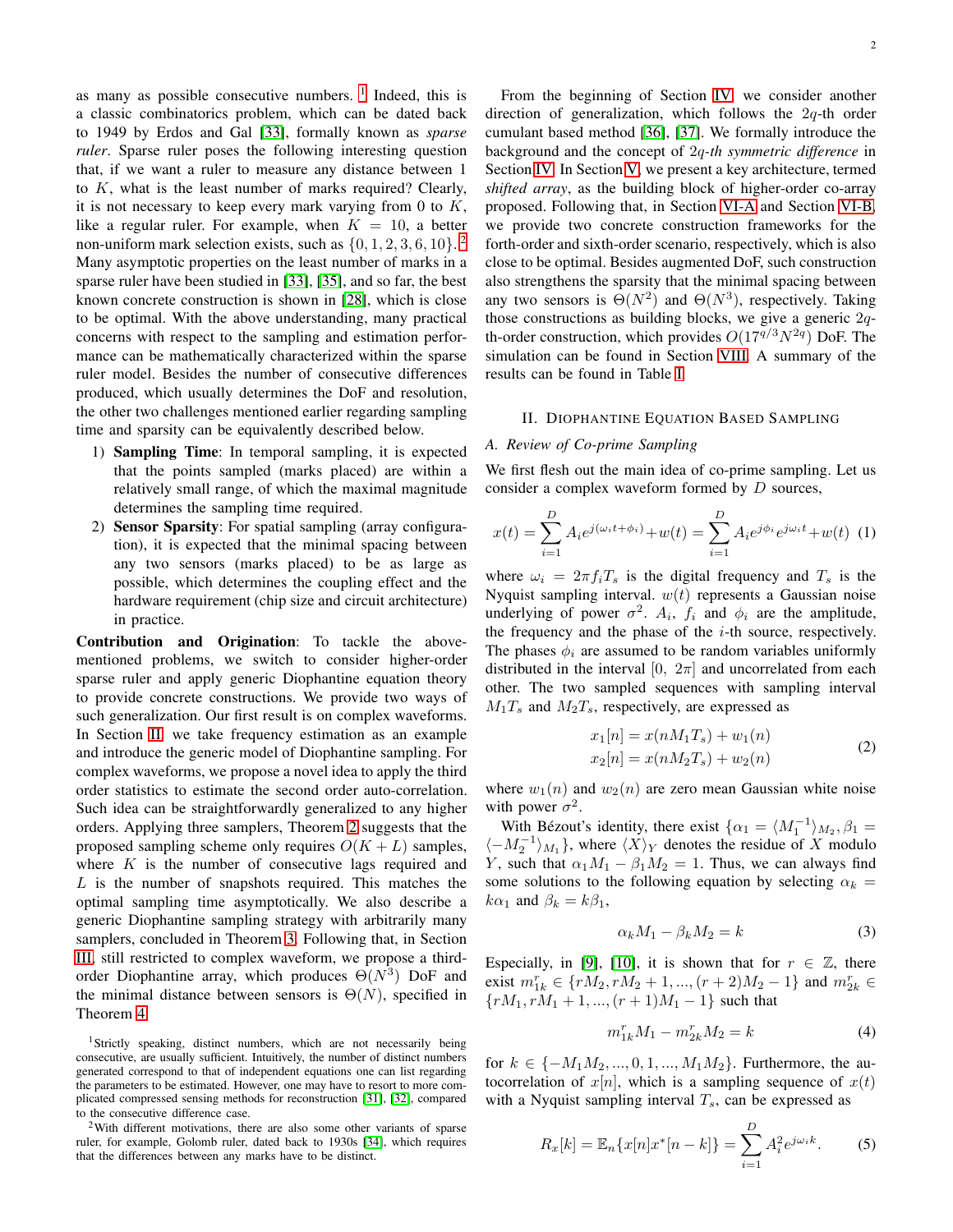as many as possible consecutive numbers. [1] Indeed, this is a classic combinatorics problem, which can be dated back to 1949 by Erdos and Gal [33], formally known as *sparse ruler*. Sparse ruler poses the following interesting question that, if we want a ruler to measure any distance between 1 to $K$, what is the least number of marks required? Clearly, it is not necessary to keep every mark varying from 0 to $K$, like a regular ruler. For example, when $K = 10$, a better non-uniform mark selection exists, such as $\{0, 1, 2, 3, 6, 10\}$. [2] Many asymptotic properties on the least number of marks in a sparse ruler have been studied in [33], [35], and so far, the best known concrete construction is shown in [28], which is close to be optimal. With the above understanding, many practical concerns with respect to the sampling and estimation performance can be mathematically characterized within the sparse ruler model. Besides the number of consecutive differences produced, which usually determines the DoF and resolution, the other two challenges mentioned earlier regarding sampling time and sparsity can be equivalently described below.

1) **Sampling Time**: In temporal sampling, it is expected that the points sampled (marks placed) are within a relatively small range, of which the maximal magnitude determines the sampling time required.
2) **Sensor Sparsity**: For spatial sampling (array configuration), it is expected that the minimal spacing between any two sensors (marks placed) to be as large as possible, which determines the coupling effect and the hardware requirement (chip size and circuit architecture) in practice.

**Contribution and Origination**: To tackle the above-mentioned problems, we switch to consider higher-order sparse ruler and apply generic Diophantine equation theory to provide concrete constructions. We provide two ways of such generalization. Our first result is on complex waveforms. In Section II, we take frequency estimation as an example and introduce the generic model of Diophantine sampling. For complex waveforms, we propose a novel idea to apply the third order statistics to estimate the second order auto-correlation. Such idea can be straightforwardly generalized to any higher orders. Applying three samplers, Theorem 2 suggests that the proposed sampling scheme only requires $O(K + L)$ samples, where $K$ is the number of consecutive lags required and $L$ is the number of snapshots required. This matches the optimal sampling time asymptotically. We also describe a generic Diophantine sampling strategy with arbitrarily many samplers, concluded in Theorem 3. Following that, in Section III, still restricted to complex waveform, we propose a third-order Diophantine array, which produces $\Theta(N^3)$ DoF and the minimal distance between sensors is $\Theta(N)$, specified in Theorem 4.

From the beginning of Section IV, we consider another direction of generalization, which follows the $2q$-th order cumulant based method [36], [37]. We formally introduce the background and the concept of *$2q$-th symmetric difference* in Section IV. In Section V, we present a key architecture, termed *shifted array*, as the building block of higher-order co-array proposed. Following that, in Section VI-A and Section VI-B, we provide two concrete construction frameworks for the forth-order and sixth-order scenario, respectively, which is also close to be optimal. Besides augmented DoF, such construction also strengthens the sparsity that the minimal spacing between any two sensors is $\Theta(N^2)$ and $\Theta(N^3)$, respectively. Taking those constructions as building blocks, we give a generic $2q$-th-order construction, which provides $O(17^{q/3}N^{2q})$ DoF. The simulation can be found in Section VIII. A summary of the results can be found in Table I.

## II. Diophantine Equation Based Sampling

### A. Review of Co-prime Sampling

We first flesh out the main idea of co-prime sampling. Let us consider a complex waveform formed by $D$ sources,

$$x(t) = \sum_{i=1}^{D} A_i e^{j(\omega_i t + \phi_i)} + w(t) = \sum_{i=1}^{D} A_i e^{j\phi_i} e^{j\omega_i t} + w(t) \quad (1)$$

where $\omega_i = 2\pi f_i T_s$ is the digital frequency and $T_s$ is the Nyquist sampling interval. $w(t)$ represents a Gaussian noise underlying of power $\sigma^2$. $A_i$, $f_i$ and $\phi_i$ are the amplitude, the frequency and the phase of the $i$-th source, respectively. The phases $\phi_i$ are assumed to be random variables uniformly distributed in the interval $[0,\ 2\pi]$ and uncorrelated from each other. The two sampled sequences with sampling interval $M_1 T_s$ and $M_2 T_s$, respectively, are expressed as

$$\begin{aligned} x_1[n] &= x(nM_1T_s) + w_1(n) \\ x_2[n] &= x(nM_2T_s) + w_2(n) \end{aligned} \quad (2)$$

where $w_1(n)$ and $w_2(n)$ are zero mean Gaussian white noise with power $\sigma^2$.

With Bézout's identity, there exist $\{\alpha_1 = \langle M_1^{-1} \rangle_{M_2}, \beta_1 = \langle -M_2^{-1} \rangle_{M_1}\}$, where $\langle X \rangle_Y$ denotes the residue of $X$ modulo $Y$, such that $\alpha_1 M_1 - \beta_1 M_2 = 1$. Thus, we can always find some solutions to the following equation by selecting $\alpha_k = k\alpha_1$ and $\beta_k = k\beta_1$,

$$\alpha_k M_1 - \beta_k M_2 = k \quad (3)$$

Especially, in [9], [10], it is shown that for $r \in \mathbb{Z}$, there exist $m_{1k}^r \in \{rM_2, rM_2 + 1, ..., (r+2)M_2 - 1\}$ and $m_{2k}^r \in \{rM_1, rM_1 + 1, ..., (r+1)M_1 - 1\}$ such that

$$m_{1k}^r M_1 - m_{2k}^r M_2 = k \quad (4)$$

for $k \in \{-M_1M_2, ..., 0, 1, ..., M_1M_2\}$. Furthermore, the autocorrelation of $x[n]$, which is a sampling sequence of $x(t)$ with a Nyquist sampling interval $T_s$, can be expressed as

$$R_x[k] = \mathbb{E}_n\{x[n]x^*[n-k]\} = \sum_{i=1}^{D} A_i^2 e^{j\omega_i k}. \quad (5)$$

[1] Strictly speaking, distinct numbers, which are not necessarily being consecutive, are usually sufficient. Intuitively, the number of distinct numbers generated correspond to that of independent equations one can list regarding the parameters to be estimated. However, one may have to resort to more complicated compressed sensing methods for reconstruction [31], [32], compared to the consecutive difference case.

[2] With different motivations, there are also some other variants of sparse ruler, for example, Golomb ruler, dated back to 1930s [34], which requires that the differences between any marks have to be distinct.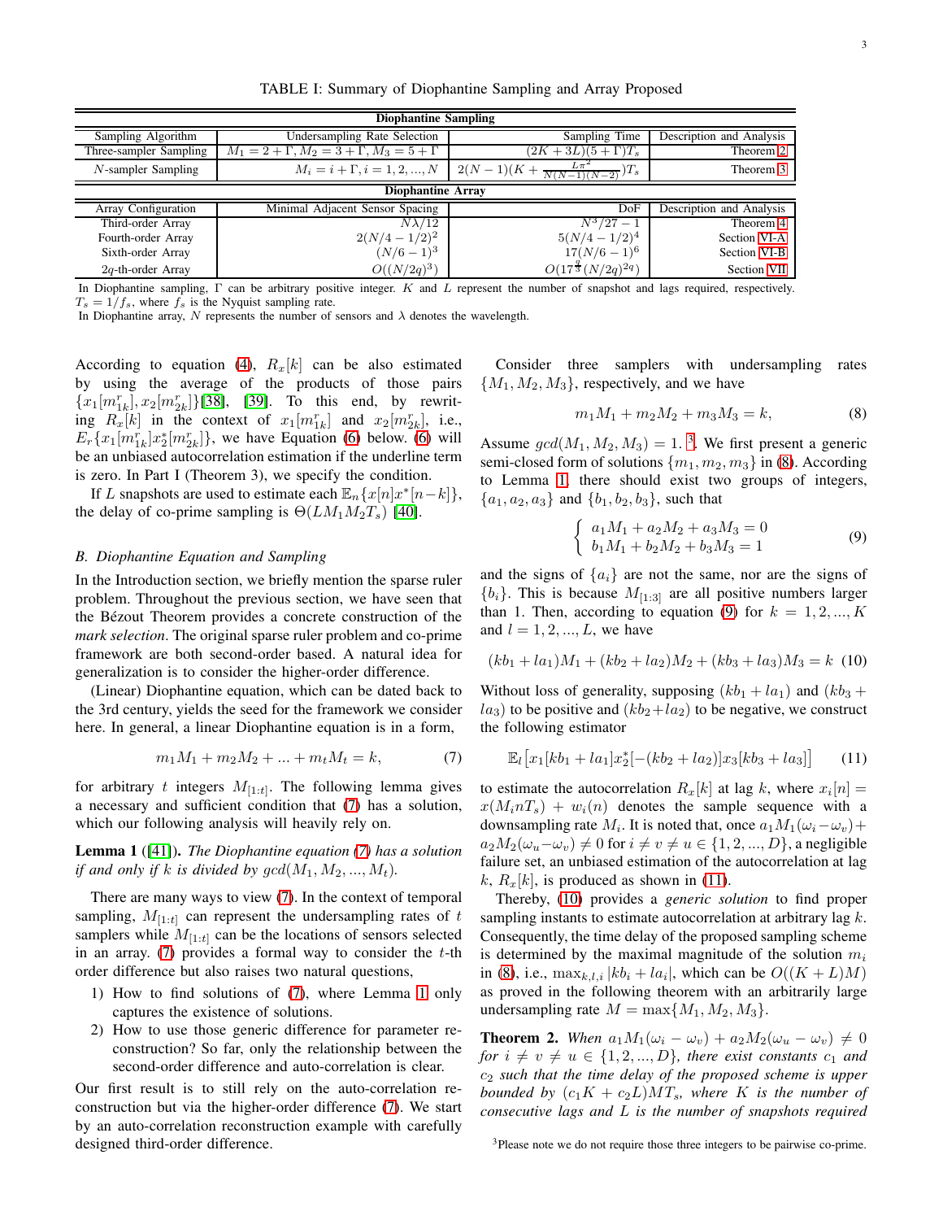TABLE I: Summary of Diophantine Sampling and Array Proposed

| **Diophantine Sampling** | | | |
|---|---|---|---|
| Sampling Algorithm | Undersampling Rate Selection | Sampling Time | Description and Analysis |
| Three-sampler Sampling | $M_1 = 2+\Gamma, M_2 = 3+\Gamma, M_3 = 5+\Gamma$ | $(2K+3L)(5+\Gamma)T_s$ | Theorem 2 |
| $N$-sampler Sampling | $M_i = i+\Gamma, i = 1,2,...,N$ | $2(N-1)(K+\frac{L\pi^2}{N(N-1)(N-2)})T_s$ | Theorem 3 |
| **Diophantine Array** | | | |
| Array Configuration | Minimal Adjacent Sensor Spacing | DoF | Description and Analysis |
| Third-order Array | $N\lambda/12$ | $N^3/27-1$ | Theorem 4 |
| Fourth-order Array | $2(N/4-1/2)^2$ | $5(N/4-1/2)^4$ | Section VI-A |
| Sixth-order Array | $(N/6-1)^3$ | $17(N/6-1)^6$ | Section VI-B |
| $2q$-th-order Array | $O((N/2q)^3)$ | $O(17^{\frac{q}{3}}(N/2q)^{2q})$ | Section VII |

In Diophantine sampling, $\Gamma$ can be arbitrary positive integer. $K$ and $L$ represent the number of snapshot and lags required, respectively. $T_s = 1/f_s$, where $f_s$ is the Nyquist sampling rate.
In Diophantine array, $N$ represents the number of sensors and $\lambda$ denotes the wavelength.

According to equation (4), $R_x[k]$ can be also estimated by using the average of the products of those pairs $\{x_1[m^r_{1k}], x_2[m^r_{2k}]\}$[38], [39]. To this end, by rewriting $R_x[k]$ in the context of $x_1[m^r_{1k}]$ and $x_2[m^r_{2k}]$, i.e., $E_r\{x_1[m^r_{1k}]x^*_2[m^r_{2k}]\}$, we have Equation (6) below. (6) will be an unbiased autocorrelation estimation if the underline term is zero. In Part I (Theorem 3), we specify the condition.

If $L$ snapshots are used to estimate each $\mathbb{E}_n\{x[n]x^*[n-k]\}$, the delay of co-prime sampling is $\Theta(LM_1M_2T_s)$ [40].

### B. Diophantine Equation and Sampling

In the Introduction section, we briefly mention the sparse ruler problem. Throughout the previous section, we have seen that the Bézout Theorem provides a concrete construction of the *mark selection*. The original sparse ruler problem and co-prime framework are both second-order based. A natural idea for generalization is to consider the higher-order difference.

(Linear) Diophantine equation, which can be dated back to the 3rd century, yields the seed for the framework we consider here. In general, a linear Diophantine equation is in a form,

$$m_1M_1 + m_2M_2 + ... + m_tM_t = k, \tag{7}$$

for arbitrary $t$ integers $M_{[1:t]}$. The following lemma gives a necessary and sufficient condition that (7) has a solution, which our following analysis will heavily rely on.

**Lemma 1** ([41]). *The Diophantine equation (7) has a solution if and only if $k$ is divided by $gcd(M_1, M_2, ..., M_t)$.*

There are many ways to view (7). In the context of temporal sampling, $M_{[1:t]}$ can represent the undersampling rates of $t$ samplers while $M_{[1:t]}$ can be the locations of sensors selected in an array. (7) provides a formal way to consider the $t$-th order difference but also raises two natural questions,

1) How to find solutions of (7), where Lemma 1 only captures the existence of solutions.
2) How to use those generic difference for parameter reconstruction? So far, only the relationship between the second-order difference and auto-correlation is clear.

Our first result is to still rely on the auto-correlation reconstruction but via the higher-order difference (7). We start by an auto-correlation reconstruction example with carefully designed third-order difference.

Consider three samplers with undersampling rates $\{M_1, M_2, M_3\}$, respectively, and we have

$$m_1M_1 + m_2M_2 + m_3M_3 = k, \tag{8}$$

Assume $gcd(M_1, M_2, M_3) = 1$. [3]. We first present a generic semi-closed form of solutions $\{m_1, m_2, m_3\}$ in (8). According to Lemma 1, there should exist two groups of integers, $\{a_1, a_2, a_3\}$ and $\{b_1, b_2, b_3\}$, such that

$$\begin{cases} a_1M_1 + a_2M_2 + a_3M_3 = 0 \\ b_1M_1 + b_2M_2 + b_3M_3 = 1 \end{cases} \tag{9}$$

and the signs of $\{a_i\}$ are not the same, nor are the signs of $\{b_i\}$. This is because $M_{[1:3]}$ are all positive numbers larger than 1. Then, according to equation (9) for $k = 1, 2, ..., K$ and $l = 1, 2, ..., L$, we have

$$(kb_1 + la_1)M_1 + (kb_2 + la_2)M_2 + (kb_3 + la_3)M_3 = k \tag{10}$$

Without loss of generality, supposing $(kb_1 + la_1)$ and $(kb_3 + la_3)$ to be positive and $(kb_2 + la_2)$ to be negative, we construct the following estimator

$$\mathbb{E}_l\big[x_1[kb_1 + la_1]x^*_2[-(kb_2 + la_2)]x_3[kb_3 + la_3]\big] \tag{11}$$

to estimate the autocorrelation $R_x[k]$ at lag $k$, where $x_i[n] = x(M_inT_s) + w_i(n)$ denotes the sample sequence with a downsampling rate $M_i$. It is noted that, once $a_1M_1(\omega_i - \omega_v) + a_2M_2(\omega_u - \omega_v) \neq 0$ for $i \neq v \neq u \in \{1, 2, ..., D\}$, a negligible failure set, an unbiased estimation of the autocorrelation at lag $k$, $R_x[k]$, is produced as shown in (11).

Thereby, (10) provides a *generic solution* to find proper sampling instants to estimate autocorrelation at arbitrary lag $k$. Consequently, the time delay of the proposed sampling scheme is determined by the maximal magnitude of the solution $m_i$ in (8), i.e., $\max_{k,l,i}|kb_i + la_i|$, which can be $O((K + L)M)$ as proved in the following theorem with an arbitrarily large undersampling rate $M = \max\{M_1, M_2, M_3\}$.

**Theorem 2.** *When $a_1M_1(\omega_i - \omega_v) + a_2M_2(\omega_u - \omega_v) \neq 0$ for $i \neq v \neq u \in \{1, 2, ..., D\}$, there exist constants $c_1$ and $c_2$ such that the time delay of the proposed scheme is upper bounded by $(c_1K + c_2L)MT_s$, where $K$ is the number of consecutive lags and $L$ is the number of snapshots required*

[3]Please note we do not require those three integers to be pairwise co-prime.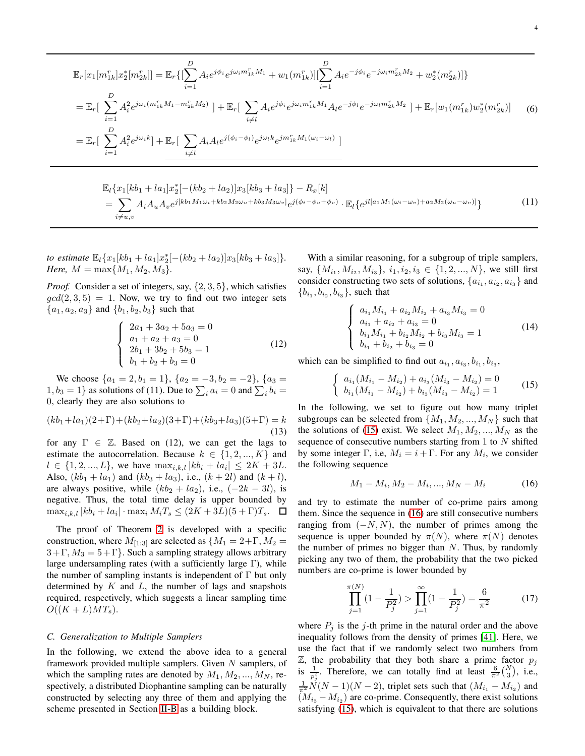$$
\begin{aligned}
\mathbb{E}_r[x_1[m_{1k}^r]x_2^*[m_{2k}^r]] &= \mathbb{E}_r\{[\sum_{i=1}^{D} A_i e^{j\phi_i} e^{j\omega_i m_{1k}^r M_1} + w_1(m_{1k}^r)][\sum_{i=1}^{D} A_i e^{-j\phi_i} e^{-j\omega_i m_{2k}^r M_2} + w_2^*(m_{2k}^r)]\} \\
&= \mathbb{E}_r[\sum_{i=1}^{D} A_i^2 e^{j\omega_i(m_{1k}^r M_1 - m_{2k}^r M_2)}] + \mathbb{E}_r[\sum_{i\neq l} A_i e^{j\phi_i} e^{j\omega_i m_{1k}^r M_1} A_l e^{-j\phi_l} e^{-j\omega_l m_{2k}^r M_2}] + \mathbb{E}_r[w_1(m_{1k}^r)w_2^*(m_{2k}^r)] \\
&= \mathbb{E}_r[\sum_{i=1}^{D} A_i^2 e^{j\omega_i k}] + \underline{\mathbb{E}_r[\sum_{i\neq l} A_i A_l e^{j(\phi_i-\phi_l)} e^{j\omega_l k} e^{j m_{1k}^r M_1(\omega_i-\omega_l)}]}
\end{aligned} \tag{6}
$$

$$
\begin{aligned}
&\mathbb{E}_l\{x_1[kb_1+la_1]x_2^*[-(kb_2+la_2)]x_3[kb_3+la_3]\} - R_x[k] \\
&= \sum_{i\neq u,v} A_i A_u A_v e^{j[kb_1M_1\omega_i + kb_2M_2\omega_u + kb_3M_3\omega_v]} e^{j(\phi_i-\phi_u+\phi_v)} \cdot \mathbb{E}_l\{e^{jl[a_1M_1(\omega_i-\omega_v)+a_2M_2(\omega_u-\omega_v)]}\}
\end{aligned} \tag{11}
$$

*to estimate* $\mathbb{E}_l\{x_1[kb_1+la_1]x_2^*[-(kb_2+la_2)]x_3[kb_3+la_3]\}$. *Here,* $M = \max\{M_1, M_2, M_3\}$.

*Proof.* Consider a set of integers, say, $\{2, 3, 5\}$, which satisfies $gcd(2, 3, 5) = 1$. Now, we try to find out two integer sets $\{a_1, a_2, a_3\}$ and $\{b_1, b_2, b_3\}$ such that

$$
\begin{cases}
2a_1 + 3a_2 + 5a_3 = 0 \\
a_1 + a_2 + a_3 = 0 \\
2b_1 + 3b_2 + 5b_3 = 1 \\
b_1 + b_2 + b_3 = 0
\end{cases} \tag{12}
$$

We choose $\{a_1 = 2, b_1 = 1\}$, $\{a_2 = -3, b_2 = -2\}$, $\{a_3 = 1, b_3 = 1\}$ as solutions of (11). Due to $\sum_i a_i = 0$ and $\sum_i b_i = 0$, clearly they are also solutions to

$$
(kb_1+la_1)(2+\Gamma)+(kb_2+la_2)(3+\Gamma)+(kb_3+la_3)(5+\Gamma) = k \tag{13}
$$

for any $\Gamma \in \mathbb{Z}$. Based on (12), we can get the lags to estimate the autocorrelation. Because $k \in \{1, 2, ..., K\}$ and $l \in \{1, 2, ..., L\}$, we have $\max_{i,k,l} |kb_i + la_i| \leq 2K + 3L$. Also, $(kb_1 + la_1)$ and $(kb_3 + la_3)$, i.e., $(k + 2l)$ and $(k + l)$, are always positive, while $(kb_2 + la_2)$, i.e., $(-2k - 3l)$, is negative. Thus, the total time delay is upper bounded by $\max_{i,k,l} |kb_i + la_i| \cdot \max_i M_i T_s \leq (2K + 3L)(5 + \Gamma)T_s$. ☐

The proof of Theorem 2 is developed with a specific construction, where $M_{[1:3]}$ are selected as $\{M_1 = 2+\Gamma, M_2 = 3+\Gamma, M_3 = 5+\Gamma\}$. Such a sampling strategy allows arbitrary large undersampling rates (with a sufficiently large $\Gamma$), while the number of sampling instants is independent of $\Gamma$ but only determined by $K$ and $L$, the number of lags and snapshots required, respectively, which suggests a linear sampling time $O((K + L)MT_s)$.

### C. Generalization to Multiple Samplers

In the following, we extend the above idea to a general framework provided multiple samplers. Given $N$ samplers, of which the sampling rates are denoted by $M_1, M_2, ..., M_N$, respectively, a distributed Diophantine sampling can be naturally constructed by selecting any three of them and applying the scheme presented in Section II-B as a building block.

With a similar reasoning, for a subgroup of triple samplers, say, $\{M_{i_1}, M_{i_2}, M_{i_3}\}$, $i_1, i_2, i_3 \in \{1, 2, ..., N\}$, we still first consider constructing two sets of solutions, $\{a_{i_1}, a_{i_2}, a_{i_3}\}$ and $\{b_{i_1}, b_{i_2}, b_{i_3}\}$, such that

$$
\begin{cases}
a_{i_1}M_{i_1} + a_{i_2}M_{i_2} + a_{i_3}M_{i_3} = 0 \\
a_{i_1} + a_{i_2} + a_{i_3} = 0 \\
b_{i_1}M_{i_1} + b_{i_2}M_{i_2} + b_{i_3}M_{i_3} = 1 \\
b_{i_1} + b_{i_2} + b_{i_3} = 0
\end{cases} \tag{14}
$$

which can be simplified to find out $a_{i_1}, a_{i_3}, b_{i_1}, b_{i_3}$,

$$
\begin{cases}
a_{i_1}(M_{i_1} - M_{i_2}) + a_{i_3}(M_{i_3} - M_{i_2}) = 0 \\
b_{i_1}(M_{i_1} - M_{i_2}) + b_{i_3}(M_{i_3} - M_{i_2}) = 1
\end{cases} \tag{15}
$$

In the following, we set to figure out how many triplet subgroups can be selected from $\{M_1, M_2, ..., M_N\}$ such that the solutions of (15) exist. We select $M_1, M_2, ..., M_N$ as the sequence of consecutive numbers starting from 1 to $N$ shifted by some integer $\Gamma$, i.e, $M_i = i + \Gamma$. For any $M_i$, we consider the following sequence

$$
M_1 - M_i, M_2 - M_i, ..., M_N - M_i \tag{16}
$$

and try to estimate the number of co-prime pairs among them. Since the sequence in (16) are still consecutive numbers ranging from $(-N, N)$, the number of primes among the sequence is upper bounded by $\pi(N)$, where $\pi(N)$ denotes the number of primes no bigger than $N$. Thus, by randomly picking any two of them, the probability that the two picked numbers are co-prime is lower bounded by

$$
\prod_{j=1}^{\pi(N)} (1 - \frac{1}{P_j^2}) > \prod_{j=1}^{\infty} (1 - \frac{1}{P_j^2}) = \frac{6}{\pi^2} \tag{17}
$$

where $P_j$ is the $j$-th prime in the natural order and the above inequality follows from the density of primes [41]. Here, we use the fact that if we randomly select two numbers from $\mathbb{Z}$, the probability that they both share a prime factor $p_j$ is $\frac{1}{p_j^2}$. Therefore, we can totally find at least $\frac{6}{\pi^2}\binom{N}{3}$, i.e., $\frac{1}{\pi^2}N(N-1)(N-2)$, triplet sets such that $(M_{i_1} - M_{i_2})$ and $(M_{i_3} - M_{i_2})$ are co-prime. Consequently, there exist solutions satisfying (15), which is equivalent to that there are solutions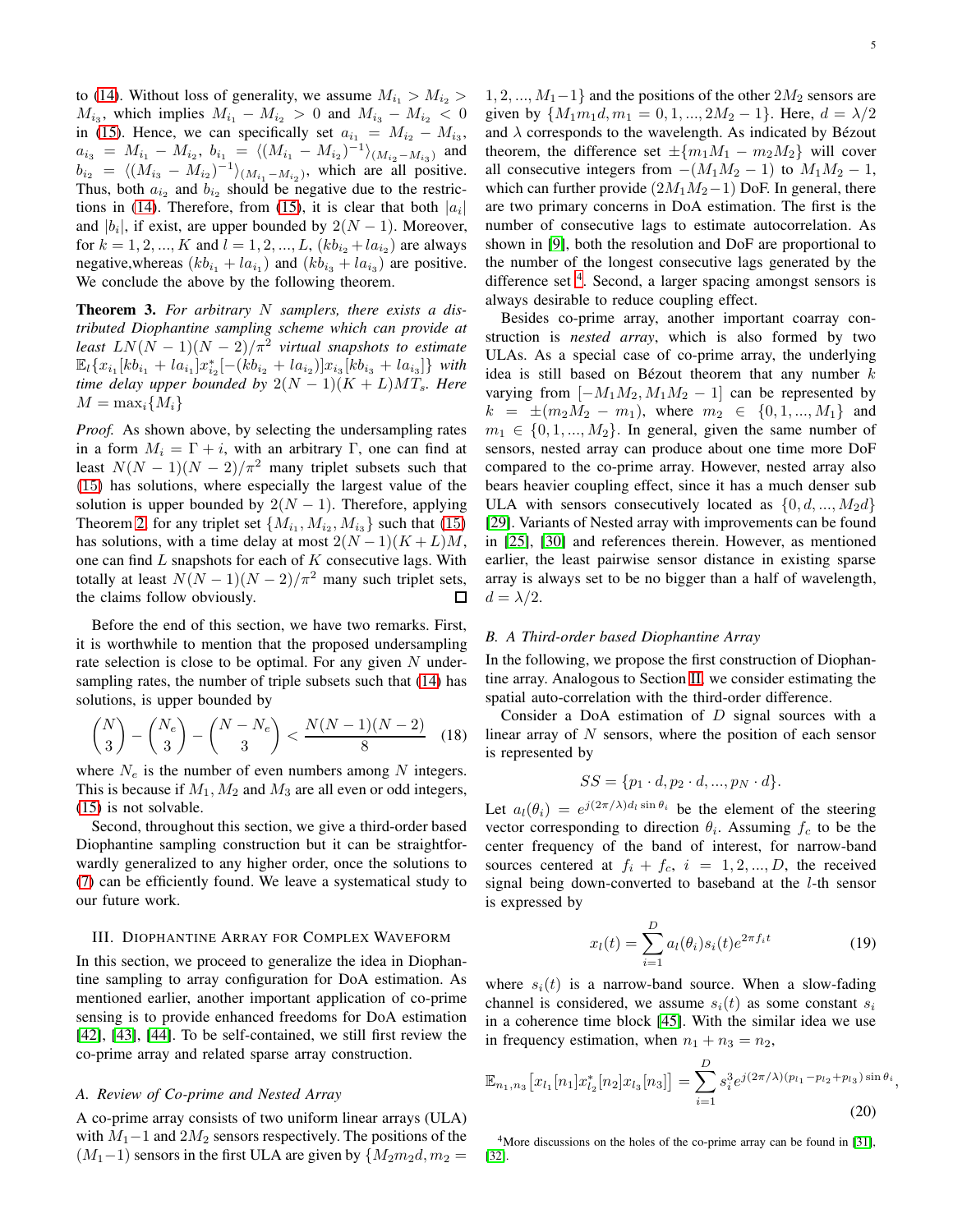to (14). Without loss of generality, we assume $M_{i_1} > M_{i_2} > M_{i_3}$, which implies $M_{i_1} - M_{i_2} > 0$ and $M_{i_3} - M_{i_2} < 0$ in (15). Hence, we can specifically set $a_{i_1} = M_{i_2} - M_{i_3}$, $a_{i_3} = M_{i_1} - M_{i_2}$, $b_{i_1} = \langle (M_{i_1} - M_{i_2})^{-1} \rangle_{(M_{i_2} - M_{i_3})}$ and $b_{i_2} = \langle (M_{i_3} - M_{i_2})^{-1} \rangle_{(M_{i_1} - M_{i_2})}$, which are all positive. Thus, both $a_{i_2}$ and $b_{i_2}$ should be negative due to the restrictions in (14). Therefore, from (15), it is clear that both $|a_i|$ and $|b_i|$, if exist, are upper bounded by $2(N-1)$. Moreover, for $k = 1, 2, ..., K$ and $l = 1, 2, ..., L$, $(kb_{i_2} + la_{i_2})$ are always negative, whereas $(kb_{i_1} + la_{i_1})$ and $(kb_{i_3} + la_{i_3})$ are positive. We conclude the above by the following theorem.

**Theorem 3.** *For arbitrary $N$ samplers, there exists a distributed Diophantine sampling scheme which can provide at least $LN(N-1)(N-2)/\pi^2$ virtual snapshots to estimate $\mathbb{E}_l\{x_{i_1}[kb_{i_1} + la_{i_1}]x^*_{i_2}[-(kb_{i_2} + la_{i_2})]x_{i_3}[kb_{i_3} + la_{i_3}]\}$ with time delay upper bounded by $2(N-1)(K+L)MT_s$. Here $M = \max_i\{M_i\}$*

*Proof.* As shown above, by selecting the undersampling rates in a form $M_i = \Gamma + i$, with an arbitrary $\Gamma$, one can find at least $N(N-1)(N-2)/\pi^2$ many triplet subsets such that (15) has solutions, where especially the largest value of the solution is upper bounded by $2(N-1)$. Therefore, applying Theorem 2, for any triplet set $\{M_{i_1}, M_{i_2}, M_{i_3}\}$ such that (15) has solutions, with a time delay at most $2(N-1)(K+L)M$, one can find $L$ snapshots for each of $K$ consecutive lags. With totally at least $N(N-1)(N-2)/\pi^2$ many such triplet sets, the claims follow obviously. ☐

Before the end of this section, we have two remarks. First, it is worthwhile to mention that the proposed undersampling rate selection is close to be optimal. For any given $N$ undersampling rates, the number of triple subsets such that (14) has solutions, is upper bounded by

$$\binom{N}{3} - \binom{N_e}{3} - \binom{N-N_e}{3} < \frac{N(N-1)(N-2)}{8} \quad (18)$$

where $N_e$ is the number of even numbers among $N$ integers. This is because if $M_1$, $M_2$ and $M_3$ are all even or odd integers, (15) is not solvable.

Second, throughout this section, we give a third-order based Diophantine sampling construction but it can be straightforwardly generalized to any higher order, once the solutions to (7) can be efficiently found. We leave a systematical study to our future work.

## III. Diophantine Array for Complex Waveform

In this section, we proceed to generalize the idea in Diophantine sampling to array configuration for DoA estimation. As mentioned earlier, another important application of co-prime sensing is to provide enhanced freedoms for DoA estimation [42], [43], [44]. To be self-contained, we still first review the co-prime array and related sparse array construction.

### A. Review of Co-prime and Nested Array

A co-prime array consists of two uniform linear arrays (ULA) with $M_1-1$ and $2M_2$ sensors respectively. The positions of the $(M_1-1)$ sensors in the first ULA are given by $\{M_2 m_2 d, m_2 = 1, 2, ..., M_1-1\}$ and the positions of the other $2M_2$ sensors are given by $\{M_1 m_1 d, m_1 = 0, 1, ..., 2M_2-1\}$. Here, $d = \lambda/2$ and $\lambda$ corresponds to the wavelength. As indicated by Bézout theorem, the difference set $\pm\{m_1 M_1 - m_2 M_2\}$ will cover all consecutive integers from $-(M_1 M_2 - 1)$ to $M_1 M_2 - 1$, which can further provide $(2M_1 M_2 - 1)$ DoF. In general, there are two primary concerns in DoA estimation. The first is the number of consecutive lags to estimate autocorrelation. As shown in [9], both the resolution and DoF are proportional to the number of the longest consecutive lags generated by the difference set [4]. Second, a larger spacing amongst sensors is always desirable to reduce coupling effect.

Besides co-prime array, another important coarray construction is *nested array*, which is also formed by two ULAs. As a special case of co-prime array, the underlying idea is still based on Bézout theorem that any number $k$ varying from $[-M_1 M_2, M_1 M_2 - 1]$ can be represented by $k = \pm(m_2 M_2 - m_1)$, where $m_2 \in \{0, 1, ..., M_1\}$ and $m_1 \in \{0, 1, ..., M_2\}$. In general, given the same number of sensors, nested array can produce about one time more DoF compared to the co-prime array. However, nested array also bears heavier coupling effect, since it has a much denser sub ULA with sensors consecutively located as $\{0, d, ..., M_2 d\}$ [29]. Variants of Nested array with improvements can be found in [25], [30] and references therein. However, as mentioned earlier, the least pairwise sensor distance in existing sparse array is always set to be no bigger than a half of wavelength, $d = \lambda/2$.

### B. A Third-order based Diophantine Array

In the following, we propose the first construction of Diophantine array. Analogous to Section II, we consider estimating the spatial auto-correlation with the third-order difference.

Consider a DoA estimation of $D$ signal sources with a linear array of $N$ sensors, where the position of each sensor is represented by

$$SS = \{p_1 \cdot d, p_2 \cdot d, ..., p_N \cdot d\}.$$

Let $a_l(\theta_i) = e^{j(2\pi/\lambda)d_l \sin\theta_i}$ be the element of the steering vector corresponding to direction $\theta_i$. Assuming $f_c$ to be the center frequency of the band of interest, for narrow-band sources centered at $f_i + f_c$, $i = 1, 2, ..., D$, the received signal being down-converted to baseband at the $l$-th sensor is expressed by

$$x_l(t) = \sum_{i=1}^{D} a_l(\theta_i) s_i(t) e^{2\pi f_i t} \quad (19)$$

where $s_i(t)$ is a narrow-band source. When a slow-fading channel is considered, we assume $s_i(t)$ as some constant $s_i$ in a coherence time block [45]. With the similar idea we use in frequency estimation, when $n_1 + n_3 = n_2$,

$$\mathbb{E}_{n_1,n_3}\left[x_{l_1}[n_1]x^*_{l_2}[n_2]x_{l_3}[n_3]\right] = \sum_{i=1}^{D} s_i^3 e^{j(2\pi/\lambda)(p_{l_1} - p_{l_2} + p_{l_3})\sin\theta_i}, \quad (20)$$

[4] More discussions on the holes of the co-prime array can be found in [31], [32].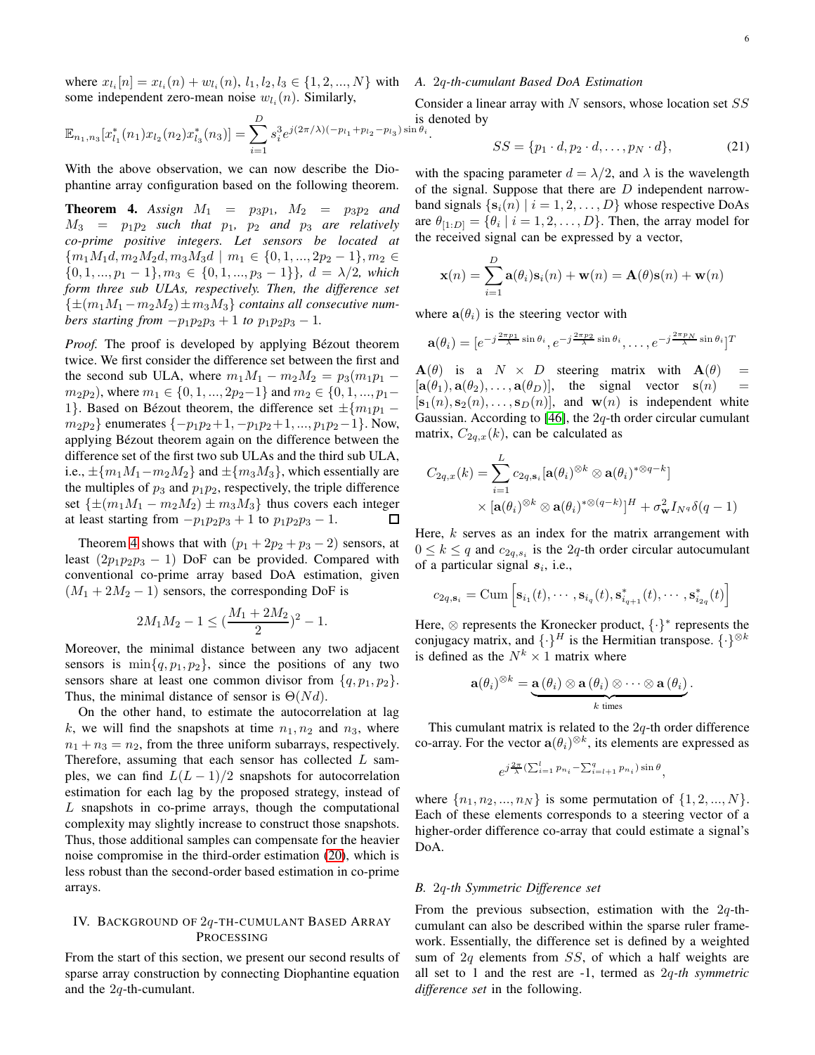where $x_{l_i}[n] = x_{l_i}(n) + w_{l_i}(n)$, $l_1, l_2, l_3 \in \{1, 2, ..., N\}$ with some independent zero-mean noise $w_{l_i}(n)$. Similarly,

$$\mathbb{E}_{n_1,n_3}[x^*_{l_1}(n_1)x_{l_2}(n_2)x^*_{l_3}(n_3)] = \sum_{i=1}^{D} s_i^3 e^{j(2\pi/\lambda)(-p_{l_1}+p_{l_2}-p_{l_3})\sin\theta_i}.$$

With the above observation, we can now describe the Diophantine array configuration based on the following theorem.

**Theorem 4.** *Assign $M_1 = p_3 p_1$, $M_2 = p_3 p_2$ and $M_3 = p_1 p_2$ such that $p_1$, $p_2$ and $p_3$ are relatively co-prime positive integers. Let sensors be located at $\{m_1 M_1 d, m_2 M_2 d, m_3 M_3 d \mid m_1 \in \{0, 1, ..., 2p_2 - 1\}, m_2 \in \{0, 1, ..., p_1 - 1\}, m_3 \in \{0, 1, ..., p_3 - 1\}\}$, $d = \lambda/2$, which form three sub ULAs, respectively. Then, the difference set $\{\pm(m_1 M_1 - m_2 M_2) \pm m_3 M_3\}$ contains all consecutive numbers starting from $-p_1 p_2 p_3 + 1$ to $p_1 p_2 p_3 - 1$.*

*Proof.* The proof is developed by applying Bézout theorem twice. We first consider the difference set between the first and the second sub ULA, where $m_1 M_1 - m_2 M_2 = p_3(m_1 p_1 - m_2 p_2)$, where $m_1 \in \{0, 1, ..., 2p_2 - 1\}$ and $m_2 \in \{0, 1, ..., p_1 - 1\}$. Based on Bézout theorem, the difference set $\pm\{m_1 p_1 - m_2 p_2\}$ enumerates $\{-p_1 p_2 + 1, -p_1 p_2 + 1, ..., p_1 p_2 - 1\}$. Now, applying Bézout theorem again on the difference between the difference set of the first two sub ULAs and the third sub ULA, i.e., $\pm\{m_1 M_1 - m_2 M_2\}$ and $\pm\{m_3 M_3\}$, which essentially are the multiples of $p_3$ and $p_1 p_2$, respectively, the triple difference set $\{\pm(m_1 M_1 - m_2 M_2) \pm m_3 M_3\}$ thus covers each integer at least starting from $-p_1 p_2 p_3 + 1$ to $p_1 p_2 p_3 - 1$. ◻

Theorem 4 shows that with $(p_1 + 2p_2 + p_3 - 2)$ sensors, at least $(2p_1 p_2 p_3 - 1)$ DoF can be provided. Compared with conventional co-prime array based DoA estimation, given $(M_1 + 2M_2 - 1)$ sensors, the corresponding DoF is

$$2M_1 M_2 - 1 \leq (\frac{M_1 + 2M_2}{2})^2 - 1.$$

Moreover, the minimal distance between any two adjacent sensors is $\min\{q, p_1, p_2\}$, since the positions of any two sensors share at least one common divisor from $\{q, p_1, p_2\}$. Thus, the minimal distance of sensor is $\Theta(Nd)$.

On the other hand, to estimate the autocorrelation at lag $k$, we will find the snapshots at time $n_1, n_2$ and $n_3$, where $n_1 + n_3 = n_2$, from the three uniform subarrays, respectively. Therefore, assuming that each sensor has collected $L$ samples, we can find $L(L-1)/2$ snapshots for autocorrelation estimation for each lag by the proposed strategy, instead of $L$ snapshots in co-prime arrays, though the computational complexity may slightly increase to construct those snapshots. Thus, those additional samples can compensate for the heavier noise compromise in the third-order estimation (20), which is less robust than the second-order based estimation in co-prime arrays.

## IV. Background of $2q$-th-Cumulant Based Array Processing

From the start of this section, we present our second results of sparse array construction by connecting Diophantine equation and the $2q$-th-cumulant.

### A. $2q$-th-cumulant Based DoA Estimation

Consider a linear array with $N$ sensors, whose location set $SS$ is denoted by

$$SS = \{p_1 \cdot d, p_2 \cdot d, \dots, p_N \cdot d\}, \tag{21}$$

with the spacing parameter $d = \lambda/2$, and $\lambda$ is the wavelength of the signal. Suppose that there are $D$ independent narrow-band signals $\{\mathbf{s}_i(n) \mid i = 1, 2, \dots, D\}$ whose respective DoAs are $\theta_{[1:D]} = \{\theta_i \mid i = 1, 2, \dots, D\}$. Then, the array model for the received signal can be expressed by a vector,

$$\mathbf{x}(n) = \sum_{i=1}^{D} \mathbf{a}(\theta_i)\mathbf{s}_i(n) + \mathbf{w}(n) = \mathbf{A}(\theta)\mathbf{s}(n) + \mathbf{w}(n)$$

where $\mathbf{a}(\theta_i)$ is the steering vector with

$$\mathbf{a}(\theta_i) = [e^{-j\frac{2\pi p_1}{\lambda}\sin\theta_i}, e^{-j\frac{2\pi p_2}{\lambda}\sin\theta_i}, \dots, e^{-j\frac{2\pi p_N}{\lambda}\sin\theta_i}]^T$$

$\mathbf{A}(\theta)$ is a $N \times D$ steering matrix with $\mathbf{A}(\theta) = [\mathbf{a}(\theta_1), \mathbf{a}(\theta_2), \dots, \mathbf{a}(\theta_D)]$, the signal vector $\mathbf{s}(n) = [\mathbf{s}_1(n), \mathbf{s}_2(n), \dots, \mathbf{s}_D(n)]$, and $\mathbf{w}(n)$ is independent white Gaussian. According to [46], the $2q$-th order circular cumulant matrix, $C_{2q,x}(k)$, can be calculated as

$$\begin{aligned} C_{2q,x}(k) = &\sum_{i=1}^{L} c_{2q,\mathbf{s}_i}[\mathbf{a}(\theta_i)^{\otimes k} \otimes \mathbf{a}(\theta_i)^{*\otimes q-k}] \\ &\times [\mathbf{a}(\theta_i)^{\otimes k} \otimes \mathbf{a}(\theta_i)^{*\otimes(q-k)}]^H + \sigma^2_{\mathbf{w}} I_{N^q}\delta(q-1) \end{aligned}$$

Here, $k$ serves as an index for the matrix arrangement with $0 \leq k \leq q$ and $c_{2q,s_i}$ is the $2q$-th order circular autocumulant of a particular signal $\boldsymbol{s}_i$, i.e.,

$$c_{2q,\mathbf{s}_i} = \text{Cum}\left[\mathbf{s}_{i_1}(t), \cdots, \mathbf{s}_{i_q}(t), \mathbf{s}^*_{i_{q+1}}(t), \cdots, \mathbf{s}^*_{i_{2q}}(t)\right]$$

Here, $\otimes$ represents the Kronecker product, $\{\cdot\}^*$ represents the conjugacy matrix, and $\{\cdot\}^H$ is the Hermitian transpose. $\{\cdot\}^{\otimes k}$ is defined as the $N^k \times 1$ matrix where

$$\mathbf{a}(\theta_i)^{\otimes k} = \underbrace{\mathbf{a}(\theta_i) \otimes \mathbf{a}(\theta_i) \otimes \cdots \otimes \mathbf{a}(\theta_i)}_{k \text{ times}}.$$

This cumulant matrix is related to the $2q$-th order difference co-array. For the vector $\mathbf{a}(\theta_i)^{\otimes k}$, its elements are expressed as

$$e^{j\frac{2\pi}{\lambda}(\sum_{i=1}^{l} p_{n_i} - \sum_{i=l+1}^{q} p_{n_i})\sin\theta},$$

where $\{n_1, n_2, ..., n_N\}$ is some permutation of $\{1, 2, ..., N\}$. Each of these elements corresponds to a steering vector of a higher-order difference co-array that could estimate a signal's DoA.

### B. $2q$-th Symmetric Difference set

From the previous subsection, estimation with the $2q$-th-cumulant can also be described within the sparse ruler framework. Essentially, the difference set is defined by a weighted sum of $2q$ elements from $SS$, of which a half weights are all set to 1 and the rest are -1, termed as *$2q$-th symmetric difference set* in the following.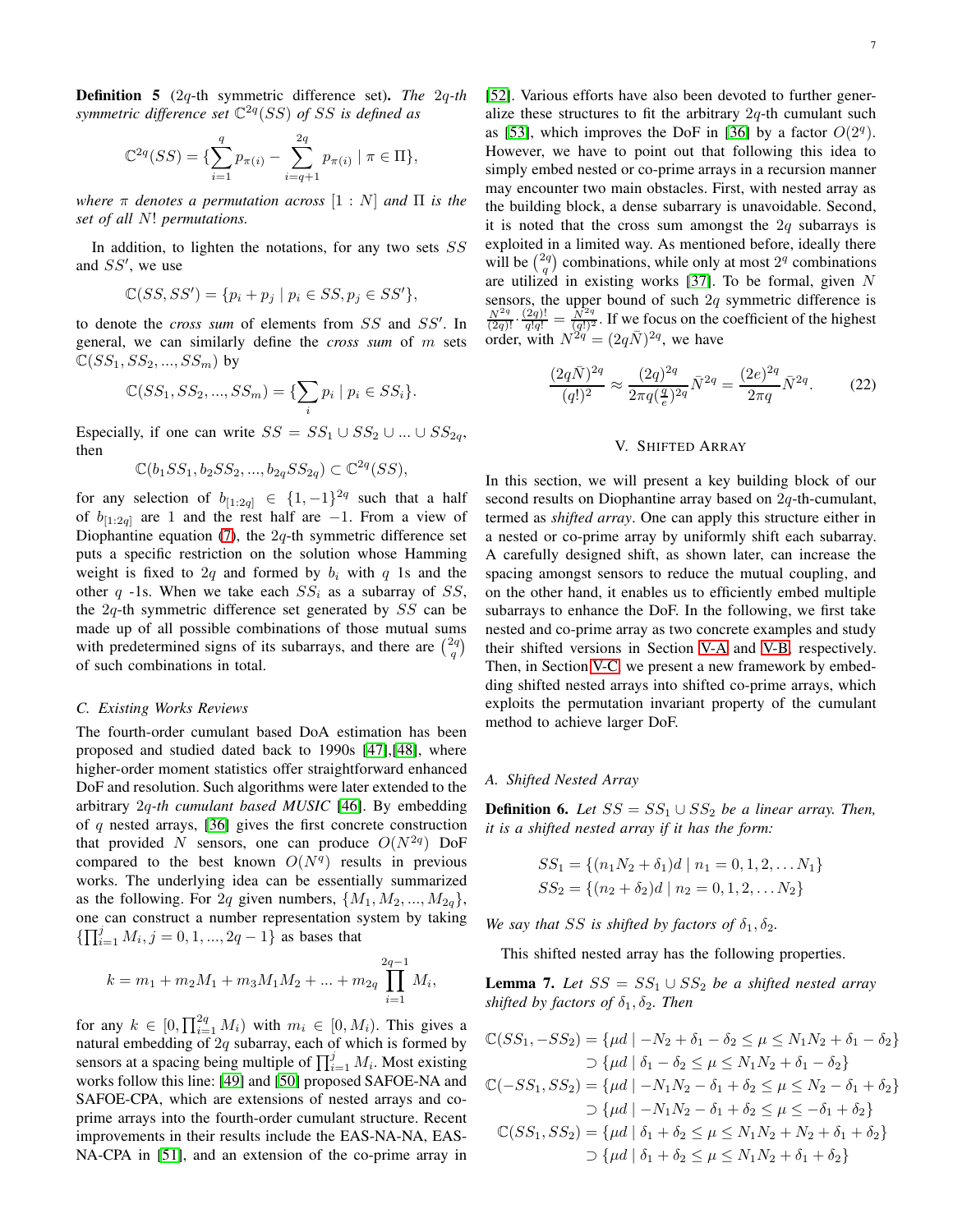**Definition 5** (2$q$-th symmetric difference set)**.** *The 2$q$-th symmetric difference set $\mathbb{C}^{2q}(SS)$ of $SS$ is defined as*

$$\mathbb{C}^{2q}(SS) = \{\sum_{i=1}^{q} p_{\pi(i)} - \sum_{i=q+1}^{2q} p_{\pi(i)} \mid \pi \in \Pi\},$$

*where $\pi$ denotes a permutation across $[1:N]$ and $\Pi$ is the set of all $N!$ permutations.*

In addition, to lighten the notations, for any two sets $SS$ and $SS'$, we use

$$\mathbb{C}(SS, SS') = \{p_i + p_j \mid p_i \in SS, p_j \in SS'\},$$

to denote the *cross sum* of elements from $SS$ and $SS'$. In general, we can similarly define the *cross sum* of $m$ sets $\mathbb{C}(SS_1, SS_2, ..., SS_m)$ by

$$\mathbb{C}(SS_1, SS_2, ..., SS_m) = \{\sum_i p_i \mid p_i \in SS_i\}.$$

Especially, if one can write $SS = SS_1 \cup SS_2 \cup ... \cup SS_{2q}$, then

$$\mathbb{C}(b_1 SS_1, b_2 SS_2, ..., b_{2q} SS_{2q}) \subset \mathbb{C}^{2q}(SS),$$

for any selection of $b_{[1:2q]} \in \{1, -1\}^{2q}$ such that a half of $b_{[1:2q]}$ are 1 and the rest half are $-1$. From a view of Diophantine equation (7), the 2$q$-th symmetric difference set puts a specific restriction on the solution whose Hamming weight is fixed to $2q$ and formed by $b_i$ with $q$ 1s and the other $q$ -1s. When we take each $SS_i$ as a subarray of $SS$, the 2$q$-th symmetric difference set generated by $SS$ can be made up of all possible combinations of those mutual sums with predetermined signs of its subarrays, and there are $\binom{2q}{q}$ of such combinations in total.

### C. Existing Works Reviews

The fourth-order cumulant based DoA estimation has been proposed and studied dated back to 1990s [47],[48], where higher-order moment statistics offer straightforward enhanced DoF and resolution. Such algorithms were later extended to the arbitrary 2$q$-*th cumulant based MUSIC* [46]. By embedding of $q$ nested arrays, [36] gives the first concrete construction that provided $N$ sensors, one can produce $O(N^{2q})$ DoF compared to the best known $O(N^q)$ results in previous works. The underlying idea can be essentially summarized as the following. For $2q$ given numbers, $\{M_1, M_2, ..., M_{2q}\}$, one can construct a number representation system by taking $\{\prod_{i=1}^{j} M_i, j = 0, 1, ..., 2q-1\}$ as bases that

$$k = m_1 + m_2 M_1 + m_3 M_1 M_2 + ... + m_{2q} \prod_{i=1}^{2q-1} M_i,$$

for any $k \in [0, \prod_{i=1}^{2q} M_i)$ with $m_i \in [0, M_i)$. This gives a natural embedding of $2q$ subarray, each of which is formed by sensors at a spacing being multiple of $\prod_{i=1}^{j} M_i$. Most existing works follow this line: [49] and [50] proposed SAFOE-NA and SAFOE-CPA, which are extensions of nested arrays and co-prime arrays into the fourth-order cumulant structure. Recent improvements in their results include the EAS-NA-NA, EAS-NA-CPA in [51], and an extension of the co-prime array in [52]. Various efforts have also been devoted to further generalize these structures to fit the arbitrary 2$q$-th cumulant such as [53], which improves the DoF in [36] by a factor $O(2^q)$. However, we have to point out that following this idea to simply embed nested or co-prime arrays in a recursion manner may encounter two main obstacles. First, with nested array as the building block, a dense subarray is unavoidable. Second, it is noted that the cross sum amongst the $2q$ subarrays is exploited in a limited way. As mentioned before, ideally there will be $\binom{2q}{q}$ combinations, while only at most $2^q$ combinations are utilized in existing works [37]. To be formal, given $N$ sensors, the upper bound of such $2q$ symmetric difference is $\frac{N^{2q}}{(2q)!} \cdot \frac{(2q)!}{q!q!} = \frac{N^{2q}}{(q!)^2}$. If we focus on the coefficient of the highest order, with $N^{2q} = (2q\bar{N})^{2q}$, we have

$$\frac{(2q\bar{N})^{2q}}{(q!)^2} \approx \frac{(2q)^{2q}}{2\pi q (\frac{q}{e})^{2q}} \bar{N}^{2q} = \frac{(2e)^{2q}}{2\pi q} \bar{N}^{2q}. \tag{22}$$

## V. Shifted Array

In this section, we will present a key building block of our second results on Diophantine array based on 2$q$-th-cumulant, termed as *shifted array*. One can apply this structure either in a nested or co-prime array by uniformly shift each subarray. A carefully designed shift, as shown later, can increase the spacing amongst sensors to reduce the mutual coupling, and on the other hand, it enables us to efficiently embed multiple subarrays to enhance the DoF. In the following, we first take nested and co-prime array as two concrete examples and study their shifted versions in Section V-A and V-B, respectively. Then, in Section V-C, we present a new framework by embedding shifted nested arrays into shifted co-prime arrays, which exploits the permutation invariant property of the cumulant method to achieve larger DoF.

### A. Shifted Nested Array

**Definition 6.** *Let $SS = SS_1 \cup SS_2$ be a linear array. Then, it is a shifted nested array if it has the form:*

$$SS_1 = \{(n_1 N_2 + \delta_1)d \mid n_1 = 0, 1, 2, \dots N_1\}$$
$$SS_2 = \{(n_2 + \delta_2)d \mid n_2 = 0, 1, 2, \dots N_2\}$$

*We say that $SS$ is shifted by factors of $\delta_1, \delta_2$.*

This shifted nested array has the following properties.

**Lemma 7.** *Let $SS = SS_1 \cup SS_2$ be a shifted nested array shifted by factors of $\delta_1, \delta_2$. Then*

$$\begin{aligned}
\mathbb{C}(SS_1, -SS_2) &= \{\mu d \mid -N_2 + \delta_1 - \delta_2 \le \mu \le N_1 N_2 + \delta_1 - \delta_2\} \\
&\supset \{\mu d \mid \delta_1 - \delta_2 \le \mu \le N_1 N_2 + \delta_1 - \delta_2\} \\
\mathbb{C}(-SS_1, SS_2) &= \{\mu d \mid -N_1 N_2 - \delta_1 + \delta_2 \le \mu \le N_2 - \delta_1 + \delta_2\} \\
&\supset \{\mu d \mid -N_1 N_2 - \delta_1 + \delta_2 \le \mu \le -\delta_1 + \delta_2\} \\
\mathbb{C}(SS_1, SS_2) &= \{\mu d \mid \delta_1 + \delta_2 \le \mu \le N_1 N_2 + N_2 + \delta_1 + \delta_2\} \\
&\supset \{\mu d \mid \delta_1 + \delta_2 \le \mu \le N_1 N_2 + \delta_1 + \delta_2\}
\end{aligned}$$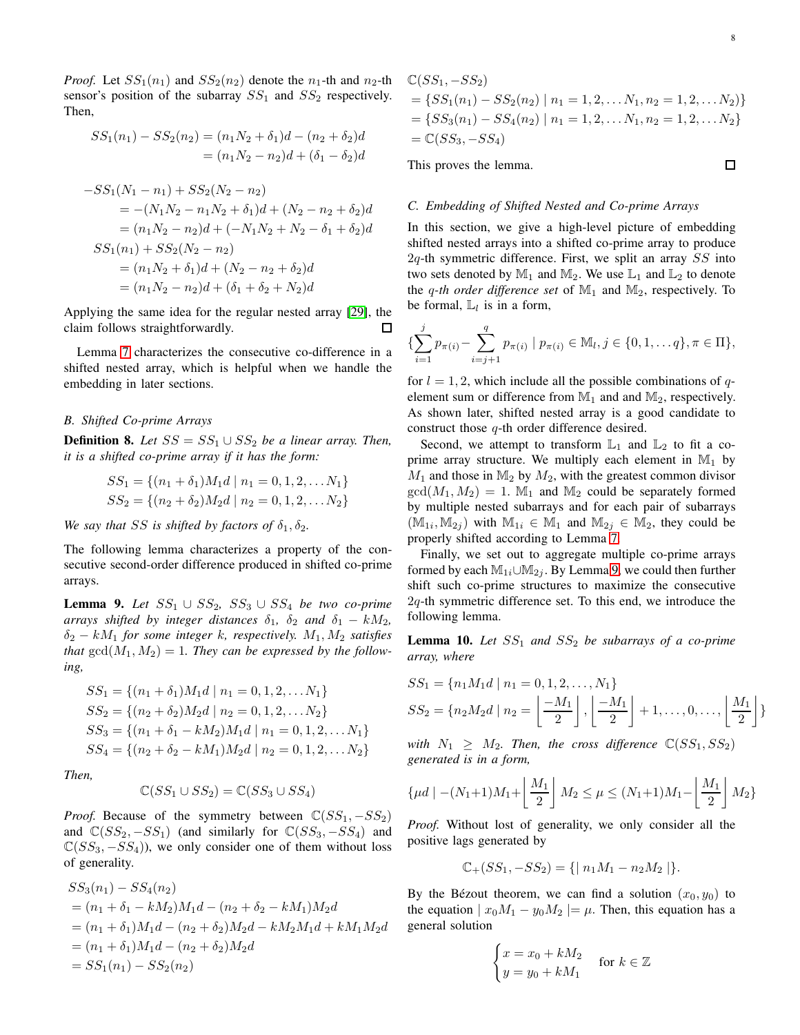*Proof.* Let $SS_1(n_1)$ and $SS_2(n_2)$ denote the $n_1$-th and $n_2$-th sensor's position of the subarray $SS_1$ and $SS_2$ respectively. Then,

$$\begin{aligned} SS_1(n_1) - SS_2(n_2) &= (n_1N_2 + \delta_1)d - (n_2 + \delta_2)d \\ &= (n_1N_2 - n_2)d + (\delta_1 - \delta_2)d \end{aligned}$$

$$\begin{aligned} -SS_1(N_1 - n_1) &+ SS_2(N_2 - n_2) \\ &= -(N_1N_2 - n_1N_2 + \delta_1)d + (N_2 - n_2 + \delta_2)d \\ &= (n_1N_2 - n_2)d + (-N_1N_2 + N_2 - \delta_1 + \delta_2)d \\ SS_1(n_1) &+ SS_2(N_2 - n_2) \\ &= (n_1N_2 + \delta_1)d + (N_2 - n_2 + \delta_2)d \\ &= (n_1N_2 - n_2)d + (\delta_1 + \delta_2 + N_2)d \end{aligned}$$

Applying the same idea for the regular nested array [29], the claim follows straightforwardly. ☐

Lemma 7 characterizes the consecutive co-difference in a shifted nested array, which is helpful when we handle the embedding in later sections.

### B. Shifted Co-prime Arrays

**Definition 8.** *Let $SS = SS_1 \cup SS_2$ be a linear array. Then, it is a shifted co-prime array if it has the form:*

$$\begin{aligned} SS_1 &= \{(n_1 + \delta_1)M_1d \mid n_1 = 0, 1, 2, \ldots N_1\} \\ SS_2 &= \{(n_2 + \delta_2)M_2d \mid n_2 = 0, 1, 2, \ldots N_2\} \end{aligned}$$

*We say that $SS$ is shifted by factors of $\delta_1, \delta_2$.*

The following lemma characterizes a property of the consecutive second-order difference produced in shifted co-prime arrays.

**Lemma 9.** *Let $SS_1 \cup SS_2$, $SS_3 \cup SS_4$ be two co-prime arrays shifted by integer distances $\delta_1$, $\delta_2$ and $\delta_1 - kM_2$, $\delta_2 - kM_1$ for some integer $k$, respectively. $M_1, M_2$ satisfies that $\gcd(M_1, M_2) = 1$. They can be expressed by the following,*

$$\begin{aligned} SS_1 &= \{(n_1 + \delta_1)M_1d \mid n_1 = 0, 1, 2, \ldots N_1\} \\ SS_2 &= \{(n_2 + \delta_2)M_2d \mid n_2 = 0, 1, 2, \ldots N_2\} \\ SS_3 &= \{(n_1 + \delta_1 - kM_2)M_1d \mid n_1 = 0, 1, 2, \ldots N_1\} \\ SS_4 &= \{(n_2 + \delta_2 - kM_1)M_2d \mid n_2 = 0, 1, 2, \ldots N_2\} \end{aligned}$$

*Then,*

$$\mathbb{C}(SS_1 \cup SS_2) = \mathbb{C}(SS_3 \cup SS_4)$$

*Proof.* Because of the symmetry between $\mathbb{C}(SS_1, -SS_2)$ and $\mathbb{C}(SS_2, -SS_1)$ (and similarly for $\mathbb{C}(SS_3, -SS_4)$ and $\mathbb{C}(SS_3, -SS_4)$), we only consider one of them without loss of generality.

$$\begin{aligned} & SS_3(n_1) - SS_4(n_2) \\ &= (n_1 + \delta_1 - kM_2)M_1d - (n_2 + \delta_2 - kM_1)M_2d \\ &= (n_1 + \delta_1)M_1d - (n_2 + \delta_2)M_2d - kM_2M_1d + kM_1M_2d \\ &= (n_1 + \delta_1)M_1d - (n_2 + \delta_2)M_2d \\ &= SS_1(n_1) - SS_2(n_2) \end{aligned}$$

$$\begin{aligned} & \mathbb{C}(SS_1, -SS_2) \\ &= \{SS_1(n_1) - SS_2(n_2) \mid n_1 = 1, 2, \ldots N_1, n_2 = 1, 2, \ldots N_2)\} \\ &= \{SS_3(n_1) - SS_4(n_2) \mid n_1 = 1, 2, \ldots N_1, n_2 = 1, 2, \ldots N_2\} \\ &= \mathbb{C}(SS_3, -SS_4) \end{aligned}$$

This proves the lemma. ☐

### C. Embedding of Shifted Nested and Co-prime Arrays

In this section, we give a high-level picture of embedding shifted nested arrays into a shifted co-prime array to produce $2q$-th symmetric difference. First, we split an array $SS$ into two sets denoted by $\mathbb{M}_1$ and $\mathbb{M}_2$. We use $\mathbb{L}_1$ and $\mathbb{L}_2$ to denote the *q-th order difference set* of $\mathbb{M}_1$ and $\mathbb{M}_2$, respectively. To be formal, $\mathbb{L}_l$ is in a form,

$$\{\sum_{i=1}^{j} p_{\pi(i)} - \sum_{i=j+1}^{q} p_{\pi(i)} \mid p_{\pi(i)} \in \mathbb{M}_l, j \in \{0, 1, \ldots q\}, \pi \in \Pi\},$$

for $l = 1, 2$, which include all the possible combinations of $q$-element sum or difference from $\mathbb{M}_1$ and and $\mathbb{M}_2$, respectively. As shown later, shifted nested array is a good candidate to construct those $q$-th order difference desired.

Second, we attempt to transform $\mathbb{L}_1$ and $\mathbb{L}_2$ to fit a co-prime array structure. We multiply each element in $\mathbb{M}_1$ by $M_1$ and those in $\mathbb{M}_2$ by $M_2$, with the greatest common divisor $\gcd(M_1, M_2) = 1$. $\mathbb{M}_1$ and $\mathbb{M}_2$ could be separately formed by multiple nested subarrays and for each pair of subarrays $(\mathbb{M}_{1i}, \mathbb{M}_{2j})$ with $\mathbb{M}_{1i} \in \mathbb{M}_1$ and $\mathbb{M}_{2j} \in \mathbb{M}_2$, they could be properly shifted according to Lemma 7.

Finally, we set out to aggregate multiple co-prime arrays formed by each $\mathbb{M}_{1i} \cup \mathbb{M}_{2j}$. By Lemma 9, we could then further shift such co-prime structures to maximize the consecutive $2q$-th symmetric difference set. To this end, we introduce the following lemma.

**Lemma 10.** *Let $SS_1$ and $SS_2$ be subarrays of a co-prime array, where*

$$\begin{aligned} SS_1 &= \{n_1M_1d \mid n_1 = 0, 1, 2, \ldots, N_1\} \\ SS_2 &= \{n_2M_2d \mid n_2 = \left\lfloor \frac{-M_1}{2} \right\rfloor, \left\lfloor \frac{-M_1}{2} \right\rfloor + 1, \ldots, 0, \ldots, \left\lfloor \frac{M_1}{2} \right\rfloor\} \end{aligned}$$

*with $N_1 \geq M_2$. Then, the cross difference $\mathbb{C}(SS_1, SS_2)$ generated is in a form,*

$$\{\mu d \mid -(N_1{+}1)M_1 {+} \left\lfloor \frac{M_1}{2} \right\rfloor M_2 \leq \mu \leq (N_1{+}1)M_1 {-} \left\lfloor \frac{M_1}{2} \right\rfloor M_2\}$$

*Proof.* Without lost of generality, we only consider all the positive lags generated by

$$\mathbb{C}_+(SS_1, -SS_2) = \{\mid n_1M_1 - n_2M_2 \mid\}.$$

By the Bézout theorem, we can find a solution $(x_0, y_0)$ to the equation $\mid x_0M_1 - y_0M_2 \mid = \mu$. Then, this equation has a general solution

$$\begin{cases} x = x_0 + kM_2 \\ y = y_0 + kM_1 \end{cases} \quad \text{for } k \in \mathbb{Z}$$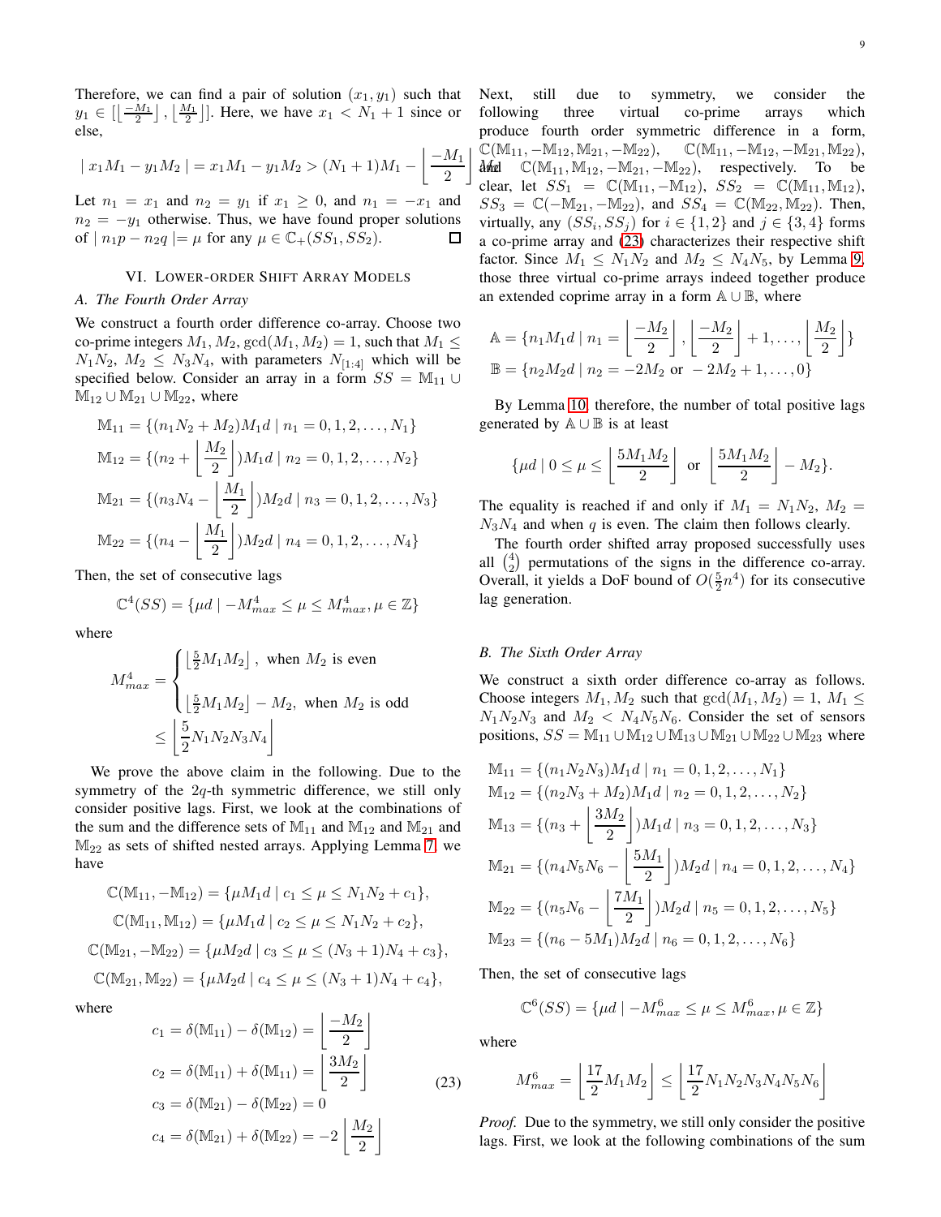Therefore, we can find a pair of solution $(x_1, y_1)$ such that $y_1 \in [\lfloor \frac{-M_1}{2} \rfloor, \lfloor \frac{M_1}{2} \rfloor]$. Here, we have $x_1 < N_1 + 1$ since or else,

$$| x_1 M_1 - y_1 M_2 | = x_1 M_1 - y_1 M_2 > (N_1+1)M_1 - \left\lfloor \frac{-M_1}{2} \right\rfloor$$

Let $n_1 = x_1$ and $n_2 = y_1$ if $x_1 \geq 0$, and $n_1 = -x_1$ and $n_2 = -y_1$ otherwise. Thus, we have found proper solutions of $| n_1 p - n_2 q | = \mu$ for any $\mu \in \mathbb{C}_+(SS_1, SS_2)$. □

## VI. Lower-Order Shift Array Models

### A. The Fourth Order Array

We construct a fourth order difference co-array. Choose two co-prime integers $M_1, M_2$, $\gcd(M_1, M_2) = 1$, such that $M_1 \leq N_1 N_2$, $M_2 \leq N_3 N_4$, with parameters $N_{[1:4]}$ which will be specified below. Consider an array in a form $SS = \mathbb{M}_{11} \cup \mathbb{M}_{12} \cup \mathbb{M}_{21} \cup \mathbb{M}_{22}$, where

$$\mathbb{M}_{11} = \{(n_1 N_2 + M_2) M_1 d \mid n_1 = 0, 1, 2, \ldots, N_1\}$$

$$\mathbb{M}_{12} = \{(n_2 + \left\lfloor \frac{M_2}{2} \right\rfloor) M_1 d \mid n_2 = 0, 1, 2, \ldots, N_2\}$$

$$\mathbb{M}_{21} = \{(n_3 N_4 - \left\lfloor \frac{M_1}{2} \right\rfloor) M_2 d \mid n_3 = 0, 1, 2, \ldots, N_3\}$$

$$\mathbb{M}_{22} = \{(n_4 - \left\lfloor \frac{M_1}{2} \right\rfloor) M_2 d \mid n_4 = 0, 1, 2, \ldots, N_4\}$$

Then, the set of consecutive lags

$$\mathbb{C}^4(SS) = \{\mu d \mid -M^4_{max} \leq \mu \leq M^4_{max}, \mu \in \mathbb{Z}\}$$

where

$$M^4_{max} = \begin{cases} \left\lfloor \frac{5}{2} M_1 M_2 \right\rfloor, & \text{when } M_2 \text{ is even} \\ \left\lfloor \frac{5}{2} M_1 M_2 \right\rfloor - M_2, & \text{when } M_2 \text{ is odd} \end{cases}$$
$$\leq \left\lfloor \frac{5}{2} N_1 N_2 N_3 N_4 \right\rfloor$$

We prove the above claim in the following. Due to the symmetry of the $2q$-th symmetric difference, we still only consider positive lags. First, we look at the combinations of the sum and the difference sets of $\mathbb{M}_{11}$ and $\mathbb{M}_{12}$ and $\mathbb{M}_{21}$ and $\mathbb{M}_{22}$ as sets of shifted nested arrays. Applying Lemma 7, we have

$$\mathbb{C}(\mathbb{M}_{11}, -\mathbb{M}_{12}) = \{\mu M_1 d \mid c_1 \leq \mu \leq N_1 N_2 + c_1\},$$
$$\mathbb{C}(\mathbb{M}_{11}, \mathbb{M}_{12}) = \{\mu M_1 d \mid c_2 \leq \mu \leq N_1 N_2 + c_2\},$$
$$\mathbb{C}(\mathbb{M}_{21}, -\mathbb{M}_{22}) = \{\mu M_2 d \mid c_3 \leq \mu \leq (N_3+1) N_4 + c_3\},$$
$$\mathbb{C}(\mathbb{M}_{21}, \mathbb{M}_{22}) = \{\mu M_2 d \mid c_4 \leq \mu \leq (N_3+1) N_4 + c_4\},$$

where

$$\begin{aligned} c_1 &= \delta(\mathbb{M}_{11}) - \delta(\mathbb{M}_{12}) = \left\lfloor \frac{-M_2}{2} \right\rfloor \\ c_2 &= \delta(\mathbb{M}_{11}) + \delta(\mathbb{M}_{11}) = \left\lfloor \frac{3M_2}{2} \right\rfloor \\ c_3 &= \delta(\mathbb{M}_{21}) - \delta(\mathbb{M}_{22}) = 0 \\ c_4 &= \delta(\mathbb{M}_{21}) + \delta(\mathbb{M}_{22}) = -2 \left\lfloor \frac{M_2}{2} \right\rfloor \end{aligned} \tag{23}$$

Next, still due to symmetry, we consider the following three virtual co-prime arrays which produce fourth order symmetric difference in a form, $\mathbb{C}(\mathbb{M}_{11}, -\mathbb{M}_{12}, \mathbb{M}_{21}, -\mathbb{M}_{22})$, $\mathbb{C}(\mathbb{M}_{11}, -\mathbb{M}_{12}, -\mathbb{M}_{21}, \mathbb{M}_{22})$, and $\mathbb{C}(\mathbb{M}_{11}, \mathbb{M}_{12}, -\mathbb{M}_{21}, -\mathbb{M}_{22})$, respectively. To be clear, let $SS_1 = \mathbb{C}(\mathbb{M}_{11}, -\mathbb{M}_{12})$, $SS_2 = \mathbb{C}(\mathbb{M}_{11}, \mathbb{M}_{12})$, $SS_3 = \mathbb{C}(-\mathbb{M}_{21}, -\mathbb{M}_{22})$, and $SS_4 = \mathbb{C}(\mathbb{M}_{22}, \mathbb{M}_{22})$. Then, virtually, any $(SS_i, SS_j)$ for $i \in \{1, 2\}$ and $j \in \{3, 4\}$ forms a co-prime array and (23) characterizes their respective shift factor. Since $M_1 \leq N_1 N_2$ and $M_2 \leq N_4 N_5$, by Lemma 9, those three virtual co-prime arrays indeed together produce an extended coprime array in a form $\mathbb{A} \cup \mathbb{B}$, where

$$\mathbb{A} = \{n_1 M_1 d \mid n_1 = \left\lfloor \frac{-M_2}{2} \right\rfloor, \left\lfloor \frac{-M_2}{2} \right\rfloor + 1, \ldots, \left\lfloor \frac{M_2}{2} \right\rfloor\}$$
$$\mathbb{B} = \{n_2 M_2 d \mid n_2 = -2M_2 \text{ or } -2M_2 + 1, \ldots, 0\}$$

By Lemma 10, therefore, the number of total positive lags generated by $\mathbb{A} \cup \mathbb{B}$ is at least

$$\{\mu d \mid 0 \leq \mu \leq \left\lfloor \frac{5 M_1 M_2}{2} \right\rfloor \text{ or } \left\lfloor \frac{5 M_1 M_2}{2} \right\rfloor - M_2\}.$$

The equality is reached if and only if $M_1 = N_1 N_2$, $M_2 = N_3 N_4$ and when $q$ is even. The claim then follows clearly.

The fourth order shifted array proposed successfully uses all $\binom{4}{2}$ permutations of the signs in the difference co-array. Overall, it yields a DoF bound of $O(\frac{5}{2} n^4)$ for its consecutive lag generation.

### B. The Sixth Order Array

We construct a sixth order difference co-array as follows. Choose integers $M_1, M_2$ such that $\gcd(M_1, M_2) = 1$, $M_1 \leq N_1 N_2 N_3$ and $M_2 < N_4 N_5 N_6$. Consider the set of sensors positions, $SS = \mathbb{M}_{11} \cup \mathbb{M}_{12} \cup \mathbb{M}_{13} \cup \mathbb{M}_{21} \cup \mathbb{M}_{22} \cup \mathbb{M}_{23}$ where

$$\mathbb{M}_{11} = \{(n_1 N_2 N_3) M_1 d \mid n_1 = 0, 1, 2, \ldots, N_1\}$$
$$\mathbb{M}_{12} = \{(n_2 N_3 + M_2) M_1 d \mid n_2 = 0, 1, 2, \ldots, N_2\}$$
$$\mathbb{M}_{13} = \{(n_3 + \left\lfloor \frac{3M_2}{2} \right\rfloor) M_1 d \mid n_3 = 0, 1, 2, \ldots, N_3\}$$
$$\mathbb{M}_{21} = \{(n_4 N_5 N_6 - \left\lfloor \frac{5M_1}{2} \right\rfloor) M_2 d \mid n_4 = 0, 1, 2, \ldots, N_4\}$$
$$\mathbb{M}_{22} = \{(n_5 N_6 - \left\lfloor \frac{7M_1}{2} \right\rfloor) M_2 d \mid n_5 = 0, 1, 2, \ldots, N_5\}$$
$$\mathbb{M}_{23} = \{(n_6 - 5M_1) M_2 d \mid n_6 = 0, 1, 2, \ldots, N_6\}$$

Then, the set of consecutive lags

$$\mathbb{C}^6(SS) = \{\mu d \mid -M^6_{max} \leq \mu \leq M^6_{max}, \mu \in \mathbb{Z}\}$$

where

$$M^6_{max} = \left\lfloor \frac{17}{2} M_1 M_2 \right\rfloor \leq \left\lfloor \frac{17}{2} N_1 N_2 N_3 N_4 N_5 N_6 \right\rfloor$$

*Proof.* Due to the symmetry, we still only consider the positive lags. First, we look at the following combinations of the sum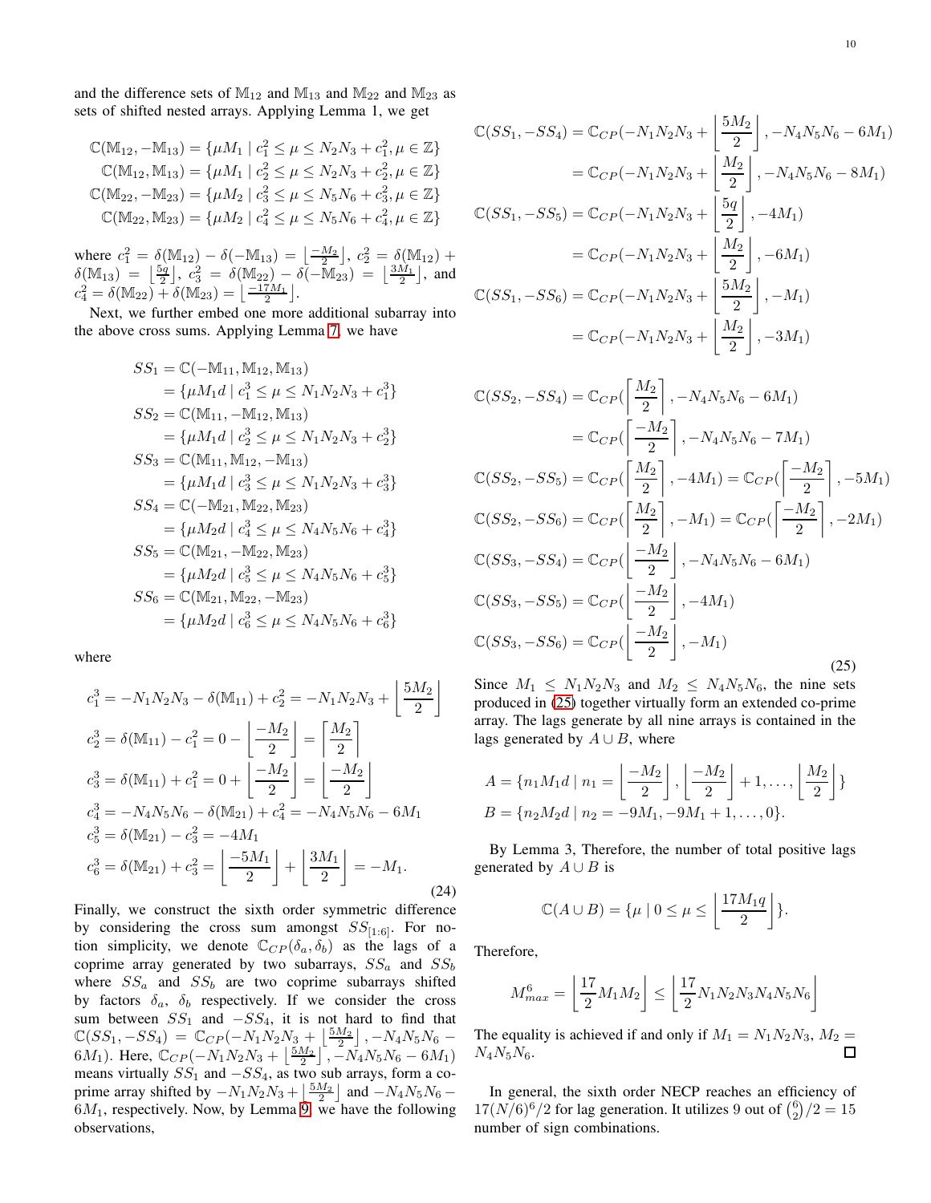and the difference sets of $\mathbb{M}_{12}$ and $\mathbb{M}_{13}$ and $\mathbb{M}_{22}$ and $\mathbb{M}_{23}$ as sets of shifted nested arrays. Applying Lemma 1, we get

$$
\begin{aligned}
\mathbb{C}(\mathbb{M}_{12}, -\mathbb{M}_{13}) &= \{\mu M_1 \mid c_1^2 \leq \mu \leq N_2 N_3 + c_1^2, \mu \in \mathbb{Z}\} \\
\mathbb{C}(\mathbb{M}_{12}, \mathbb{M}_{13}) &= \{\mu M_1 \mid c_2^2 \leq \mu \leq N_2 N_3 + c_2^2, \mu \in \mathbb{Z}\} \\
\mathbb{C}(\mathbb{M}_{22}, -\mathbb{M}_{23}) &= \{\mu M_2 \mid c_3^2 \leq \mu \leq N_5 N_6 + c_3^2, \mu \in \mathbb{Z}\} \\
\mathbb{C}(\mathbb{M}_{22}, \mathbb{M}_{23}) &= \{\mu M_2 \mid c_4^2 \leq \mu \leq N_5 N_6 + c_4^2, \mu \in \mathbb{Z}\}
\end{aligned}
$$

where $c_1^2 = \delta(\mathbb{M}_{12}) - \delta(-\mathbb{M}_{13}) = \lfloor \frac{-M_2}{2} \rfloor$, $c_2^2 = \delta(\mathbb{M}_{12}) + \delta(\mathbb{M}_{13}) = \lfloor \frac{5q}{2} \rfloor$, $c_3^2 = \delta(\mathbb{M}_{22}) - \delta(-\mathbb{M}_{23}) = \lfloor \frac{3M_1}{2} \rfloor$, and $c_4^2 = \delta(\mathbb{M}_{22}) + \delta(\mathbb{M}_{23}) = \lfloor \frac{-17M_1}{2} \rfloor$.

Next, we further embed one more additional subarray into the above cross sums. Applying Lemma 7, we have

$$
\begin{aligned}
SS_1 &= \mathbb{C}(-\mathbb{M}_{11}, \mathbb{M}_{12}, \mathbb{M}_{13}) \\
&= \{\mu M_1 d \mid c_1^3 \leq \mu \leq N_1 N_2 N_3 + c_1^3\} \\
SS_2 &= \mathbb{C}(\mathbb{M}_{11}, -\mathbb{M}_{12}, \mathbb{M}_{13}) \\
&= \{\mu M_1 d \mid c_2^3 \leq \mu \leq N_1 N_2 N_3 + c_2^3\} \\
SS_3 &= \mathbb{C}(\mathbb{M}_{11}, \mathbb{M}_{12}, -\mathbb{M}_{13}) \\
&= \{\mu M_1 d \mid c_3^3 \leq \mu \leq N_1 N_2 N_3 + c_3^3\} \\
SS_4 &= \mathbb{C}(-\mathbb{M}_{21}, \mathbb{M}_{22}, \mathbb{M}_{23}) \\
&= \{\mu M_2 d \mid c_4^3 \leq \mu \leq N_4 N_5 N_6 + c_4^3\} \\
SS_5 &= \mathbb{C}(\mathbb{M}_{21}, -\mathbb{M}_{22}, \mathbb{M}_{23}) \\
&= \{\mu M_2 d \mid c_5^3 \leq \mu \leq N_4 N_5 N_6 + c_5^3\} \\
SS_6 &= \mathbb{C}(\mathbb{M}_{21}, \mathbb{M}_{22}, -\mathbb{M}_{23}) \\
&= \{\mu M_2 d \mid c_6^3 \leq \mu \leq N_4 N_5 N_6 + c_6^3\}
\end{aligned}
$$

where

$$
\begin{aligned}
c_1^3 &= -N_1 N_2 N_3 - \delta(\mathbb{M}_{11}) + c_2^2 = -N_1 N_2 N_3 + \left\lfloor \frac{5M_2}{2} \right\rfloor \\
c_2^3 &= \delta(\mathbb{M}_{11}) - c_1^2 = 0 - \left\lfloor \frac{-M_2}{2} \right\rfloor = \left\lceil \frac{M_2}{2} \right\rceil \\
c_3^3 &= \delta(\mathbb{M}_{11}) + c_1^2 = 0 + \left\lfloor \frac{-M_2}{2} \right\rfloor = \left\lfloor \frac{-M_2}{2} \right\rfloor \\
c_4^3 &= -N_4 N_5 N_6 - \delta(\mathbb{M}_{21}) + c_4^2 = -N_4 N_5 N_6 - 6M_1 \\
c_5^3 &= \delta(\mathbb{M}_{21}) - c_3^2 = -4M_1 \\
c_6^3 &= \delta(\mathbb{M}_{21}) + c_3^2 = \left\lfloor \frac{-5M_1}{2} \right\rfloor + \left\lfloor \frac{3M_1}{2} \right\rfloor = -M_1.
\end{aligned}
\tag{24}
$$

Finally, we construct the sixth order symmetric difference by considering the cross sum amongst $SS_{[1:6]}$. For notion simplicity, we denote $\mathbb{C}_{CP}(\delta_a, \delta_b)$ as the lags of a coprime array generated by two subarrays, $SS_a$ and $SS_b$ where $SS_a$ and $SS_b$ are two coprime subarrays shifted by factors $\delta_a$, $\delta_b$ respectively. If we consider the cross sum between $SS_1$ and $-SS_4$, it is not hard to find that $\mathbb{C}(SS_1, -SS_4) = \mathbb{C}_{CP}(-N_1N_2N_3 + \lfloor \frac{5M_2}{2} \rfloor, -N_4N_5N_6 - 6M_1)$. Here, $\mathbb{C}_{CP}(-N_1N_2N_3 + \lfloor \frac{5M_2}{2} \rfloor, -N_4N_5N_6 - 6M_1)$ means virtually $SS_1$ and $-SS_4$, as two sub arrays, form a coprime array shifted by $-N_1N_2N_3 + \lfloor \frac{5M_2}{2} \rfloor$ and $-N_4N_5N_6 - 6M_1$, respectively. Now, by Lemma 9, we have the following observations,

$$
\begin{aligned}
\mathbb{C}(SS_1, -SS_4) &= \mathbb{C}_{CP}(-N_1N_2N_3 + \left\lfloor \frac{5M_2}{2} \right\rfloor, -N_4N_5N_6 - 6M_1) \\
&= \mathbb{C}_{CP}(-N_1N_2N_3 + \left\lfloor \frac{M_2}{2} \right\rfloor, -N_4N_5N_6 - 8M_1) \\
\mathbb{C}(SS_1, -SS_5) &= \mathbb{C}_{CP}(-N_1N_2N_3 + \left\lfloor \frac{5q}{2} \right\rfloor, -4M_1) \\
&= \mathbb{C}_{CP}(-N_1N_2N_3 + \left\lfloor \frac{M_2}{2} \right\rfloor, -6M_1) \\
\mathbb{C}(SS_1, -SS_6) &= \mathbb{C}_{CP}(-N_1N_2N_3 + \left\lfloor \frac{5M_2}{2} \right\rfloor, -M_1) \\
&= \mathbb{C}_{CP}(-N_1N_2N_3 + \left\lfloor \frac{M_2}{2} \right\rfloor, -3M_1)
\end{aligned}
$$

$$
\begin{aligned}
\mathbb{C}(SS_2, -SS_4) &= \mathbb{C}_{CP}(\left\lceil \frac{M_2}{2} \right\rceil, -N_4N_5N_6 - 6M_1) \\
&= \mathbb{C}_{CP}(\left\lceil \frac{-M_2}{2} \right\rceil, -N_4N_5N_6 - 7M_1) \\
\mathbb{C}(SS_2, -SS_5) &= \mathbb{C}_{CP}(\left\lceil \frac{M_2}{2} \right\rceil, -4M_1) = \mathbb{C}_{CP}(\left\lceil \frac{-M_2}{2} \right\rceil, -5M_1) \\
\mathbb{C}(SS_2, -SS_6) &= \mathbb{C}_{CP}(\left\lceil \frac{M_2}{2} \right\rceil, -M_1) = \mathbb{C}_{CP}(\left\lceil \frac{-M_2}{2} \right\rceil, -2M_1) \\
\mathbb{C}(SS_3, -SS_4) &= \mathbb{C}_{CP}(\left\lfloor \frac{-M_2}{2} \right\rfloor, -N_4N_5N_6 - 6M_1) \\
\mathbb{C}(SS_3, -SS_5) &= \mathbb{C}_{CP}(\left\lfloor \frac{-M_2}{2} \right\rfloor, -4M_1) \\
\mathbb{C}(SS_3, -SS_6) &= \mathbb{C}_{CP}(\left\lfloor \frac{-M_2}{2} \right\rfloor, -M_1)
\end{aligned}
\tag{25}
$$

Since $M_1 \leq N_1N_2N_3$ and $M_2 \leq N_4N_5N_6$, the nine sets produced in (25) together virtually form an extended co-prime array. The lags generate by all nine arrays is contained in the lags generated by $A \cup B$, where

$$
\begin{aligned}
A &= \{n_1 M_1 d \mid n_1 = \left\lfloor \frac{-M_2}{2} \right\rfloor, \left\lfloor \frac{-M_2}{2} \right\rfloor + 1, \ldots, \left\lfloor \frac{M_2}{2} \right\rfloor\} \\
B &= \{n_2 M_2 d \mid n_2 = -9M_1, -9M_1 + 1, \ldots, 0\}.
\end{aligned}
$$

By Lemma 3, Therefore, the number of total positive lags generated by $A \cup B$ is

$$
\mathbb{C}(A \cup B) = \{\mu \mid 0 \leq \mu \leq \left\lfloor \frac{17M_1 q}{2} \right\rfloor\}.
$$

Therefore,

$$
M_{max}^6 = \left\lfloor \frac{17}{2} M_1 M_2 \right\rfloor \leq \left\lfloor \frac{17}{2} N_1N_2N_3N_4N_5N_6 \right\rfloor
$$

The equality is achieved if and only if $M_1 = N_1N_2N_3$, $M_2 = N_4N_5N_6$. □

In general, the sixth order NECP reaches an efficiency of $17(N/6)^6/2$ for lag generation. It utilizes 9 out of $\binom{6}{2}/2 = 15$ number of sign combinations.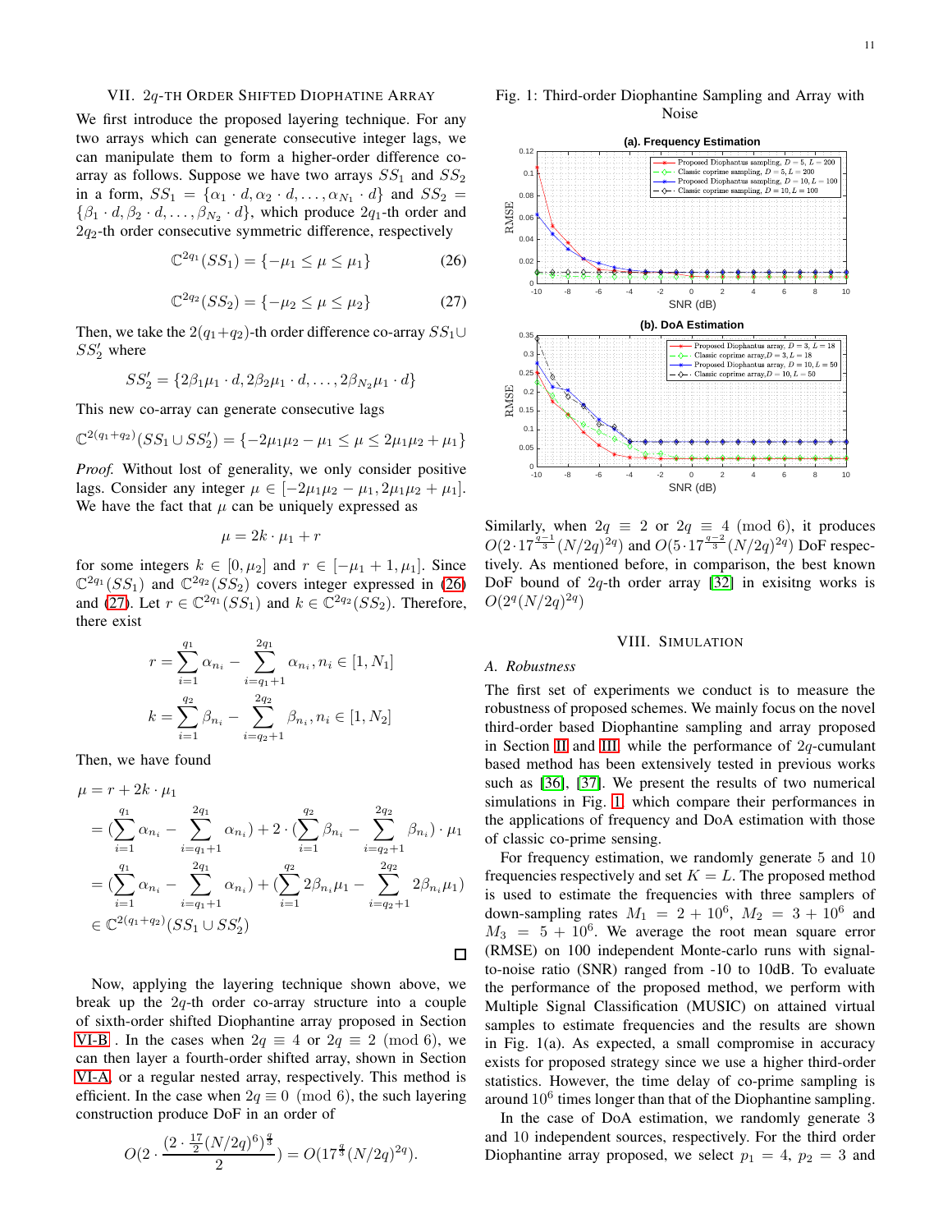## VII. 2$q$-TH ORDER SHIFTED DIOPHATINE ARRAY

We first introduce the proposed layering technique. For any two arrays which can generate consecutive integer lags, we can manipulate them to form a higher-order difference co-array as follows. Suppose we have two arrays $SS_1$ and $SS_2$ in a form, $SS_1 = \{\alpha_1 \cdot d, \alpha_2 \cdot d, \dots, \alpha_{N_1} \cdot d\}$ and $SS_2 = \{\beta_1 \cdot d, \beta_2 \cdot d, \dots, \beta_{N_2} \cdot d\}$, which produce $2q_1$-th order and $2q_2$-th order consecutive symmetric difference, respectively

$$\mathbb{C}^{2q_1}(SS_1) = \{-\mu_1 \le \mu \le \mu_1\} \tag{26}$$

$$\mathbb{C}^{2q_2}(SS_2) = \{-\mu_2 \le \mu \le \mu_2\} \tag{27}$$

Then, we take the $2(q_1+q_2)$-th order difference co-array $SS_1 \cup SS_2'$ where

$$SS_2' = \{2\beta_1\mu_1 \cdot d, 2\beta_2\mu_1 \cdot d, \dots, 2\beta_{N_2}\mu_1 \cdot d\}$$

This new co-array can generate consecutive lags

$$\mathbb{C}^{2(q_1+q_2)}(SS_1 \cup SS_2') = \{-2\mu_1\mu_2 - \mu_1 \le \mu \le 2\mu_1\mu_2 + \mu_1\}$$

*Proof.* Without lost of generality, we only consider positive lags. Consider any integer $\mu \in [-2\mu_1\mu_2 - \mu_1, 2\mu_1\mu_2 + \mu_1]$. We have the fact that $\mu$ can be uniquely expressed as

$$\mu = 2k \cdot \mu_1 + r$$

for some integers $k \in [0, \mu_2]$ and $r \in [-\mu_1 + 1, \mu_1]$. Since $\mathbb{C}^{2q_1}(SS_1)$ and $\mathbb{C}^{2q_2}(SS_2)$ covers integer expressed in (26) and (27). Let $r \in \mathbb{C}^{2q_1}(SS_1)$ and $k \in \mathbb{C}^{2q_2}(SS_2)$. Therefore, there exist

$$r = \sum_{i=1}^{q_1} \alpha_{n_i} - \sum_{i=q_1+1}^{2q_1} \alpha_{n_i}, n_i \in [1, N_1]$$

$$k = \sum_{i=1}^{q_2} \beta_{n_i} - \sum_{i=q_2+1}^{2q_2} \beta_{n_i}, n_i \in [1, N_2]$$

Then, we have found

$$\begin{aligned}
\mu &= r + 2k \cdot \mu_1 \\
&= \Big(\sum_{i=1}^{q_1} \alpha_{n_i} - \sum_{i=q_1+1}^{2q_1} \alpha_{n_i}\Big) + 2 \cdot \Big(\sum_{i=1}^{q_2} \beta_{n_i} - \sum_{i=q_2+1}^{2q_2} \beta_{n_i}\Big) \cdot \mu_1 \\
&= \Big(\sum_{i=1}^{q_1} \alpha_{n_i} - \sum_{i=q_1+1}^{2q_1} \alpha_{n_i}\Big) + \Big(\sum_{i=1}^{q_2} 2\beta_{n_i}\mu_1 - \sum_{i=q_2+1}^{2q_2} 2\beta_{n_i}\mu_1\Big) \\
&\in \mathbb{C}^{2(q_1+q_2)}(SS_1 \cup SS_2')
\end{aligned}$$

□

Now, applying the layering technique shown above, we break up the $2q$-th order co-array structure into a couple of sixth-order shifted Diophantine array proposed in Section VI-B . In the cases when $2q \equiv 4$ or $2q \equiv 2 \pmod 6$, we can then layer a fourth-order shifted array, shown in Section VI-A, or a regular nested array, respectively. This method is efficient. In the case when $2q \equiv 0 \pmod 6$, the such layering construction produce DoF in an order of

$$O\Big(2 \cdot \frac{(2 \cdot \frac{17}{2}(N/2q)^6)^{\frac{q}{3}}}{2}\Big) = O(17^{\frac{q}{3}}(N/2q)^{2q}).$$

Similarly, when $2q \equiv 2$ or $2q \equiv 4 \pmod 6$, it produces $O(2 \cdot 17^{\frac{q-1}{3}}(N/2q)^{2q})$ and $O(5 \cdot 17^{\frac{q-2}{3}}(N/2q)^{2q})$ DoF respectively. As mentioned before, in comparison, the best known DoF bound of $2q$-th order array [32] in exisitng works is $O(2^q(N/2q)^{2q})$

## VIII. SIMULATION

### A. Robustness

The first set of experiments we conduct is to measure the robustness of proposed schemes. We mainly focus on the novel third-order based Diophantine sampling and array proposed in Section II and III, while the performance of $2q$-cumulant based method has been extensively tested in previous works such as [36], [37]. We present the results of two numerical simulations in Fig. 1, which compare their performances in the applications of frequency and DoA estimation with those of classic co-prime sensing.

Fig. 1: Third-order Diophantine Sampling and Array with Noise

For frequency estimation, we randomly generate 5 and 10 frequencies respectively and set $K = L$. The proposed method is used to estimate the frequencies with three samplers of down-sampling rates $M_1 = 2 + 10^6$, $M_2 = 3 + 10^6$ and $M_3 = 5 + 10^6$. We average the root mean square error (RMSE) on 100 independent Monte-carlo runs with signal-to-noise ratio (SNR) ranged from -10 to 10dB. To evaluate the performance of the proposed method, we perform with Multiple Signal Classification (MUSIC) on attained virtual samples to estimate frequencies and the results are shown in Fig. 1(a). As expected, a small compromise in accuracy exists for proposed strategy since we use a higher third-order statistics. However, the time delay of co-prime sampling is around $10^6$ times longer than that of the Diophantine sampling.

In the case of DoA estimation, we randomly generate 3 and 10 independent sources, respectively. For the third order Diophantine array proposed, we select $p_1 = 4$, $p_2 = 3$ and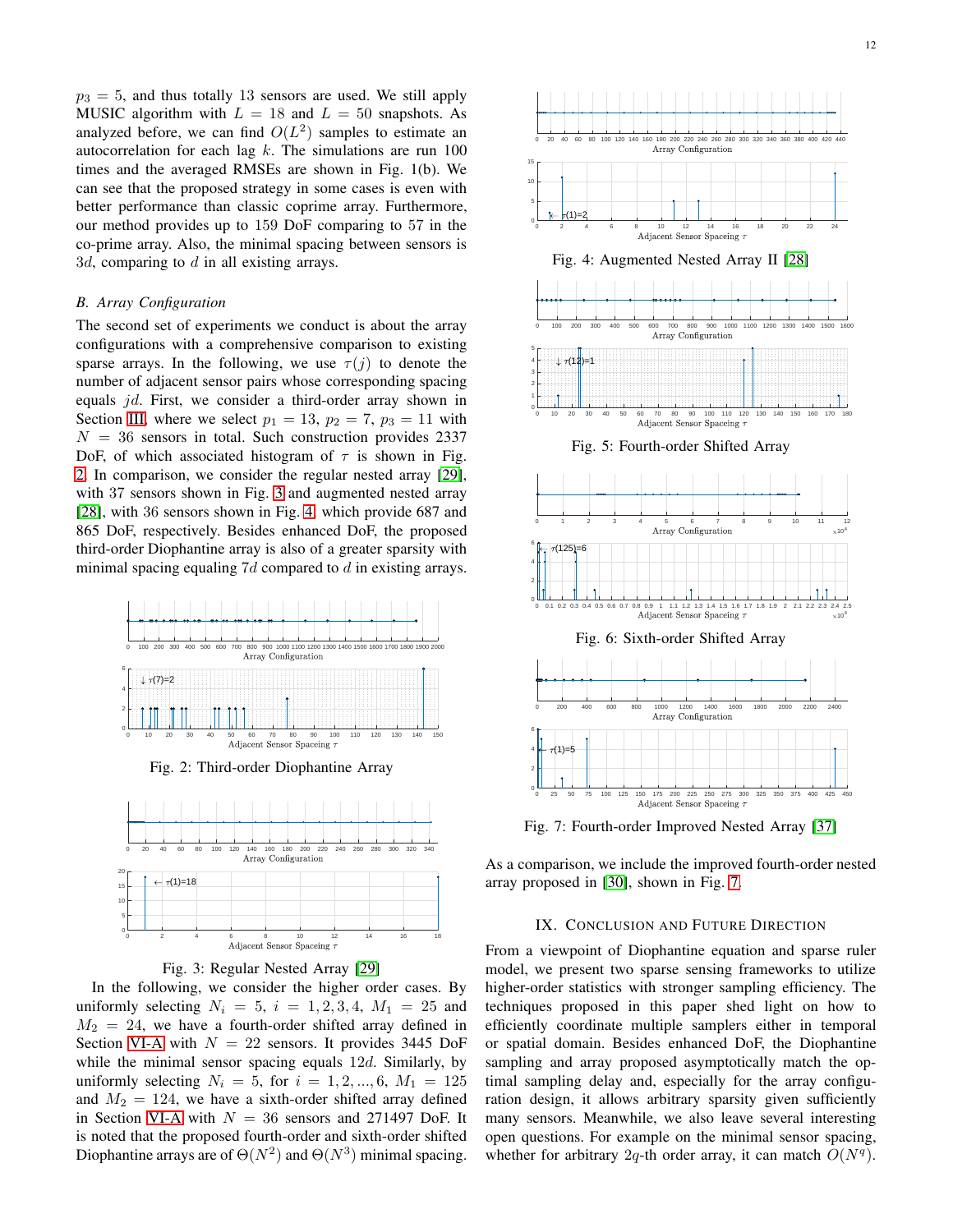$p_3 = 5$, and thus totally 13 sensors are used. We still apply MUSIC algorithm with $L = 18$ and $L = 50$ snapshots. As analyzed before, we can find $O(L^2)$ samples to estimate an autocorrelation for each lag $k$. The simulations are run 100 times and the averaged RMSEs are shown in Fig. 1(b). We can see that the proposed strategy in some cases is even with better performance than classic coprime array. Furthermore, our method provides up to 159 DoF comparing to 57 in the co-prime array. Also, the minimal spacing between sensors is $3d$, comparing to $d$ in all existing arrays.

### B. Array Configuration

The second set of experiments we conduct is about the array configurations with a comprehensive comparison to existing sparse arrays. In the following, we use $\tau(j)$ to denote the number of adjacent sensor pairs whose corresponding spacing equals $jd$. First, we consider a third-order array shown in Section III, where we select $p_1 = 13$, $p_2 = 7$, $p_3 = 11$ with $N = 36$ sensors in total. Such construction provides 2337 DoF, of which associated histogram of $\tau$ is shown in Fig. 2. In comparison, we consider the regular nested array [29], with 37 sensors shown in Fig. 3 and augmented nested array [28], with 36 sensors shown in Fig. 4, which provide 687 and 865 DoF, respectively. Besides enhanced DoF, the proposed third-order Diophantine array is also of a greater sparsity with minimal spacing equaling $7d$ compared to $d$ in existing arrays.

Fig. 2: Third-order Diophantine Array

Fig. 3: Regular Nested Array [29]

In the following, we consider the higher order cases. By uniformly selecting $N_i = 5$, $i = 1, 2, 3, 4$, $M_1 = 25$ and $M_2 = 24$, we have a fourth-order shifted array defined in Section VI-A with $N = 22$ sensors. It provides 3445 DoF while the minimal sensor spacing equals $12d$. Similarly, by uniformly selecting $N_i = 5$, for $i = 1, 2, ..., 6$, $M_1 = 125$ and $M_2 = 124$, we have a sixth-order shifted array defined in Section VI-A with $N = 36$ sensors and 271497 DoF. It is noted that the proposed fourth-order and sixth-order shifted Diophantine arrays are of $\Theta(N^2)$ and $\Theta(N^3)$ minimal spacing.

Fig. 4: Augmented Nested Array II [28]

Fig. 5: Fourth-order Shifted Array

Fig. 6: Sixth-order Shifted Array

Fig. 7: Fourth-order Improved Nested Array [37]

As a comparison, we include the improved fourth-order nested array proposed in [30], shown in Fig. 7.

## IX. Conclusion and Future Direction

From a viewpoint of Diophantine equation and sparse ruler model, we present two sparse sensing frameworks to utilize higher-order statistics with stronger sampling efficiency. The techniques proposed in this paper shed light on how to efficiently coordinate multiple samplers either in temporal or spatial domain. Besides enhanced DoF, the Diophantine sampling and array proposed asymptotically match the optimal sampling delay and, especially for the array configuration design, it allows arbitrary sparsity given sufficiently many sensors. Meanwhile, we also leave several interesting open questions. For example on the minimal sensor spacing, whether for arbitrary $2q$-th order array, it can match $O(N^q)$.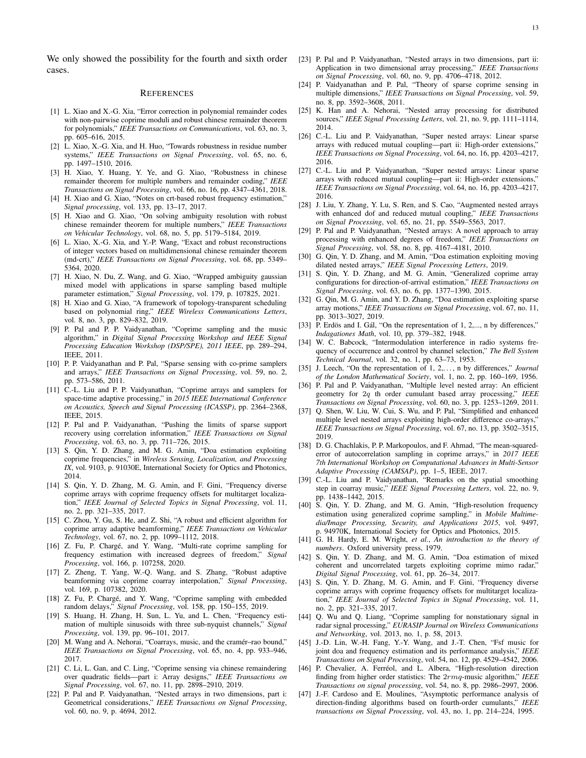We only showed the possibility for the fourth and sixth order cases.

## References

[1] L. Xiao and X.-G. Xia, "Error correction in polynomial remainder codes with non-pairwise coprime moduli and robust chinese remainder theorem for polynomials," *IEEE Transactions on Communications*, vol. 63, no. 3, pp. 605–616, 2015.

[2] L. Xiao, X.-G. Xia, and H. Huo, "Towards robustness in residue number systems," *IEEE Transactions on Signal Processing*, vol. 65, no. 6, pp. 1497–1510, 2016.

[3] H. Xiao, Y. Huang, Y. Ye, and G. Xiao, "Robustness in chinese remainder theorem for multiple numbers and remainder coding," *IEEE Transactions on Signal Processing*, vol. 66, no. 16, pp. 4347–4361, 2018.

[4] H. Xiao and G. Xiao, "Notes on crt-based robust frequency estimation," *Signal processing*, vol. 133, pp. 13–17, 2017.

[5] H. Xiao and G. Xiao, "On solving ambiguity resolution with robust chinese remainder theorem for multiple numbers," *IEEE Transactions on Vehicular Technology*, vol. 68, no. 5, pp. 5179–5184, 2019.

[6] L. Xiao, X.-G. Xia, and Y.-P. Wang, "Exact and robust reconstructions of integer vectors based on multidimensional chinese remainder theorem (md-crt)," *IEEE Transactions on Signal Processing*, vol. 68, pp. 5349–5364, 2020.

[7] H. Xiao, N. Du, Z. Wang, and G. Xiao, "Wrapped ambiguity gaussian mixed model with applications in sparse sampling based multiple parameter estimation," *Signal Processing*, vol. 179, p. 107825, 2021.

[8] H. Xiao and G. Xiao, "A framework of topology-transparent scheduling based on polynomial ring," *IEEE Wireless Communications Letters*, vol. 8, no. 3, pp. 829–832, 2019.

[9] P. Pal and P. P. Vaidyanathan, "Coprime sampling and the music algorithm," in *Digital Signal Processing Workshop and IEEE Signal Processing Education Workshop (DSP/SPE), 2011 IEEE*, pp. 289–294, IEEE, 2011.

[10] P. P. Vaidyanathan and P. Pal, "Sparse sensing with co-prime samplers and arrays," *IEEE Transactions on Signal Processing*, vol. 59, no. 2, pp. 573–586, 2011.

[11] C.-L. Liu and P. P. Vaidyanathan, "Coprime arrays and samplers for space-time adaptive processing," in *2015 IEEE International Conference on Acoustics, Speech and Signal Processing (ICASSP)*, pp. 2364–2368, IEEE, 2015.

[12] P. Pal and P. Vaidyanathan, "Pushing the limits of sparse support recovery using correlation information," *IEEE Transactions on Signal Processing*, vol. 63, no. 3, pp. 711–726, 2015.

[13] S. Qin, Y. D. Zhang, and M. G. Amin, "Doa estimation exploiting coprime frequencies," in *Wireless Sensing, Localization, and Processing IX*, vol. 9103, p. 91030E, International Society for Optics and Photonics, 2014.

[14] S. Qin, Y. D. Zhang, M. G. Amin, and F. Gini, "Frequency diverse coprime arrays with coprime frequency offsets for multitarget localization," *IEEE Journal of Selected Topics in Signal Processing*, vol. 11, no. 2, pp. 321–335, 2017.

[15] C. Zhou, Y. Gu, S. He, and Z. Shi, "A robust and efficient algorithm for coprime array adaptive beamforming," *IEEE Transactions on Vehicular Technology*, vol. 67, no. 2, pp. 1099–1112, 2018.

[16] Z. Fu, P. Chargé, and Y. Wang, "Multi-rate coprime sampling for frequency estimation with increased degrees of freedom," *Signal Processing*, vol. 166, p. 107258, 2020.

[17] Z. Zheng, T. Yang, W.-Q. Wang, and S. Zhang, "Robust adaptive beamforming via coprime coarray interpolation," *Signal Processing*, vol. 169, p. 107382, 2020.

[18] Z. Fu, P. Chargé, and Y. Wang, "Coprime sampling with embedded random delays," *Signal Processing*, vol. 158, pp. 150–155, 2019.

[19] S. Huang, H. Zhang, H. Sun, L. Yu, and L. Chen, "Frequency estimation of multiple sinusoids with three sub-nyquist channels," *Signal Processing*, vol. 139, pp. 96–101, 2017.

[20] M. Wang and A. Nehorai, "Coarrays, music, and the cramér–rao bound," *IEEE Transactions on Signal Processing*, vol. 65, no. 4, pp. 933–946, 2017.

[21] C. Li, L. Gan, and C. Ling, "Coprime sensing via chinese remaindering over quadratic fields—part i: Array designs," *IEEE Transactions on Signal Processing*, vol. 67, no. 11, pp. 2898–2910, 2019.

[22] P. Pal and P. Vaidyanathan, "Nested arrays in two dimensions, part i: Geometrical considerations," *IEEE Transactions on Signal Processing*, vol. 60, no. 9, p. 4694, 2012.

[23] P. Pal and P. Vaidyanathan, "Nested arrays in two dimensions, part ii: Application in two dimensional array processing," *IEEE Transactions on Signal Processing*, vol. 60, no. 9, pp. 4706–4718, 2012.

[24] P. Vaidyanathan and P. Pal, "Theory of sparse coprime sensing in multiple dimensions," *IEEE Transactions on Signal Processing*, vol. 59, no. 8, pp. 3592–3608, 2011.

[25] K. Han and A. Nehorai, "Nested array processing for distributed sources," *IEEE Signal Processing Letters*, vol. 21, no. 9, pp. 1111–1114, 2014.

[26] C.-L. Liu and P. Vaidyanathan, "Super nested arrays: Linear sparse arrays with reduced mutual coupling—part ii: High-order extensions," *IEEE Transactions on Signal Processing*, vol. 64, no. 16, pp. 4203–4217, 2016.

[27] C.-L. Liu and P. Vaidyanathan, "Super nested arrays: Linear sparse arrays with reduced mutual coupling—part ii: High-order extensions," *IEEE Transactions on Signal Processing*, vol. 64, no. 16, pp. 4203–4217, 2016.

[28] J. Liu, Y. Zhang, Y. Lu, S. Ren, and S. Cao, "Augmented nested arrays with enhanced dof and reduced mutual coupling," *IEEE Transactions on Signal Processing*, vol. 65, no. 21, pp. 5549–5563, 2017.

[29] P. Pal and P. Vaidyanathan, "Nested arrays: A novel approach to array processing with enhanced degrees of freedom," *IEEE Transactions on Signal Processing*, vol. 58, no. 8, pp. 4167–4181, 2010.

[30] G. Qin, Y. D. Zhang, and M. Amin, "Doa estimation exploiting moving dilated nested arrays," *IEEE Signal Processing Letters*, 2019.

[31] S. Qin, Y. D. Zhang, and M. G. Amin, "Generalized coprime array configurations for direction-of-arrival estimation," *IEEE Transactions on Signal Processing*, vol. 63, no. 6, pp. 1377–1390, 2015.

[32] G. Qin, M. G. Amin, and Y. D. Zhang, "Doa estimation exploiting sparse array motions," *IEEE Transactions on Signal Processing*, vol. 67, no. 11, pp. 3013–3027, 2019.

[33] P. Erdös and I. Gál, "On the representation of 1, 2,..., n by differences," *Indagationes Math*, vol. 10, pp. 379–382, 1948.

[34] W. C. Babcock, "Intermodulation interference in radio systems frequency of occurrence and control by channel selection," *The Bell System Technical Journal*, vol. 32, no. 1, pp. 63–73, 1953.

[35] J. Leech, "On the representation of 1, 2,…, n by differences," *Journal of the London Mathematical Society*, vol. 1, no. 2, pp. 160–169, 1956.

[36] P. Pal and P. Vaidyanathan, "Multiple level nested array: An efficient geometry for $2q$ th order cumulant based array processing," *IEEE Transactions on Signal Processing*, vol. 60, no. 3, pp. 1253–1269, 2011.

[37] Q. Shen, W. Liu, W. Cui, S. Wu, and P. Pal, "Simplified and enhanced multiple level nested arrays exploiting high-order difference co-arrays," *IEEE Transactions on Signal Processing*, vol. 67, no. 13, pp. 3502–3515, 2019.

[38] D. G. Chachlakis, P. P. Markopoulos, and F. Ahmad, "The mean-squared-error of autocorrelation sampling in coprime arrays," in *2017 IEEE 7th International Workshop on Computational Advances in Multi-Sensor Adaptive Processing (CAMSAP)*, pp. 1–5, IEEE, 2017.

[39] C.-L. Liu and P. Vaidyanathan, "Remarks on the spatial smoothing step in coarray music," *IEEE Signal Processing Letters*, vol. 22, no. 9, pp. 1438–1442, 2015.

[40] S. Qin, Y. D. Zhang, and M. G. Amin, "High-resolution frequency estimation using generalized coprime sampling," in *Mobile Multimedia/Image Processing, Security, and Applications 2015*, vol. 9497, p. 94970K, International Society for Optics and Photonics, 2015.

[41] G. H. Hardy, E. M. Wright, *et al.*, *An introduction to the theory of numbers*. Oxford university press, 1979.

[42] S. Qin, Y. D. Zhang, and M. G. Amin, "Doa estimation of mixed coherent and uncorrelated targets exploiting coprime mimo radar," *Digital Signal Processing*, vol. 61, pp. 26–34, 2017.

[43] S. Qin, Y. D. Zhang, M. G. Amin, and F. Gini, "Frequency diverse coprime arrays with coprime frequency offsets for multitarget localization," *IEEE Journal of Selected Topics in Signal Processing*, vol. 11, no. 2, pp. 321–335, 2017.

[44] Q. Wu and Q. Liang, "Coprime sampling for nonstationary signal in radar signal processing," *EURASIP Journal on Wireless Communications and Networking*, vol. 2013, no. 1, p. 58, 2013.

[45] J.-D. Lin, W.-H. Fang, Y.-Y. Wang, and J.-T. Chen, "Fsf music for joint doa and frequency estimation and its performance analysis," *IEEE Transactions on Signal Processing*, vol. 54, no. 12, pp. 4529–4542, 2006.

[46] P. Chevalier, A. Ferréol, and L. Albera, "High-resolution direction finding from higher order statistics: The $2rmq$-music algorithm," *IEEE Transactions on signal processing*, vol. 54, no. 8, pp. 2986–2997, 2006.

[47] J.-F. Cardoso and E. Moulines, "Asymptotic performance analysis of direction-finding algorithms based on fourth-order cumulants," *IEEE transactions on Signal Processing*, vol. 43, no. 1, pp. 214–224, 1995.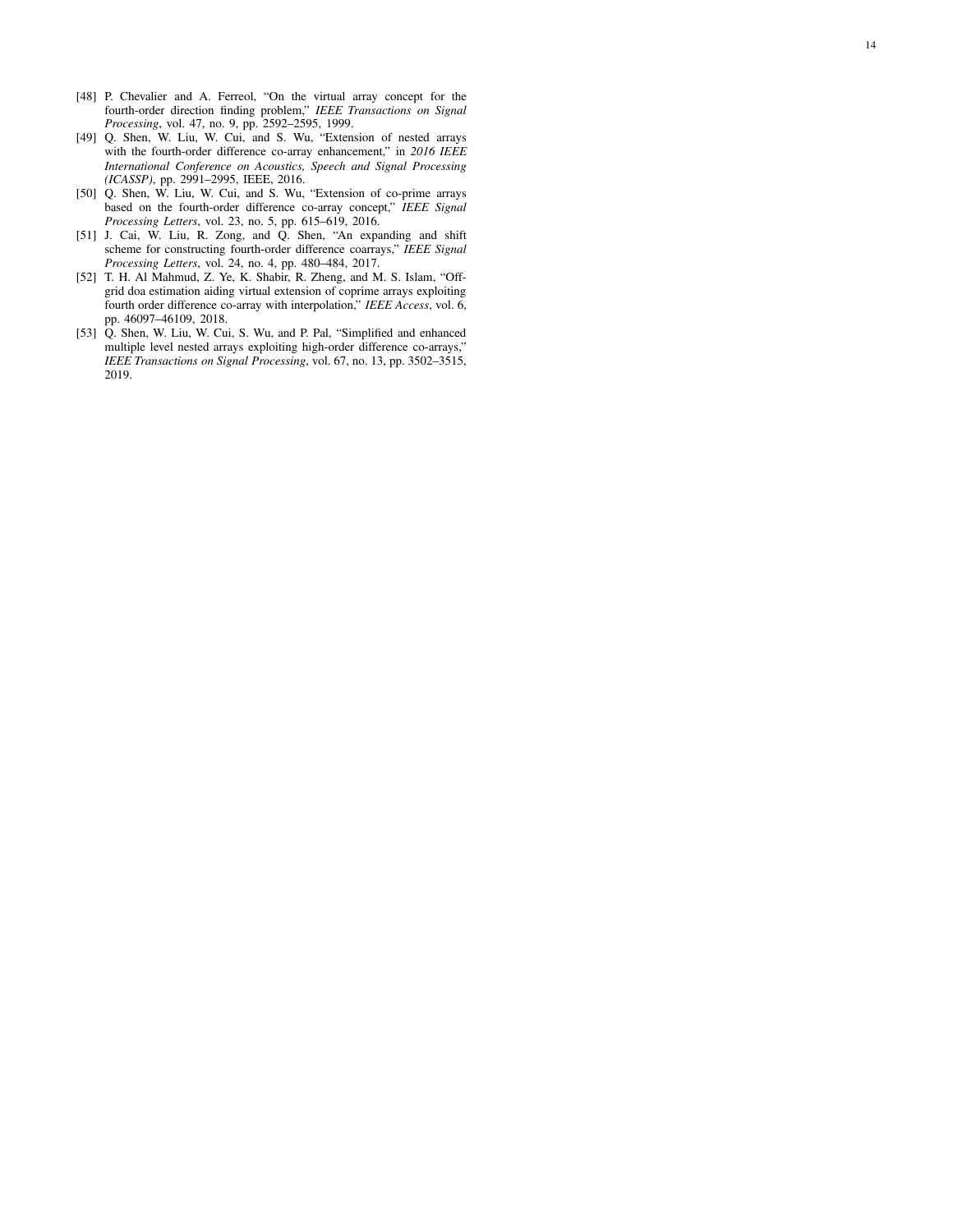[48] P. Chevalier and A. Ferreol, "On the virtual array concept for the fourth-order direction finding problem," *IEEE Transactions on Signal Processing*, vol. 47, no. 9, pp. 2592–2595, 1999.

[49] Q. Shen, W. Liu, W. Cui, and S. Wu, "Extension of nested arrays with the fourth-order difference co-array enhancement," in *2016 IEEE International Conference on Acoustics, Speech and Signal Processing (ICASSP)*, pp. 2991–2995, IEEE, 2016.

[50] Q. Shen, W. Liu, W. Cui, and S. Wu, "Extension of co-prime arrays based on the fourth-order difference co-array concept," *IEEE Signal Processing Letters*, vol. 23, no. 5, pp. 615–619, 2016.

[51] J. Cai, W. Liu, R. Zong, and Q. Shen, "An expanding and shift scheme for constructing fourth-order difference coarrays," *IEEE Signal Processing Letters*, vol. 24, no. 4, pp. 480–484, 2017.

[52] T. H. Al Mahmud, Z. Ye, K. Shabir, R. Zheng, and M. S. Islam, "Off-grid doa estimation aiding virtual extension of coprime arrays exploiting fourth order difference co-array with interpolation," *IEEE Access*, vol. 6, pp. 46097–46109, 2018.

[53] Q. Shen, W. Liu, W. Cui, S. Wu, and P. Pal, "Simplified and enhanced multiple level nested arrays exploiting high-order difference co-arrays," *IEEE Transactions on Signal Processing*, vol. 67, no. 13, pp. 3502–3515, 2019.